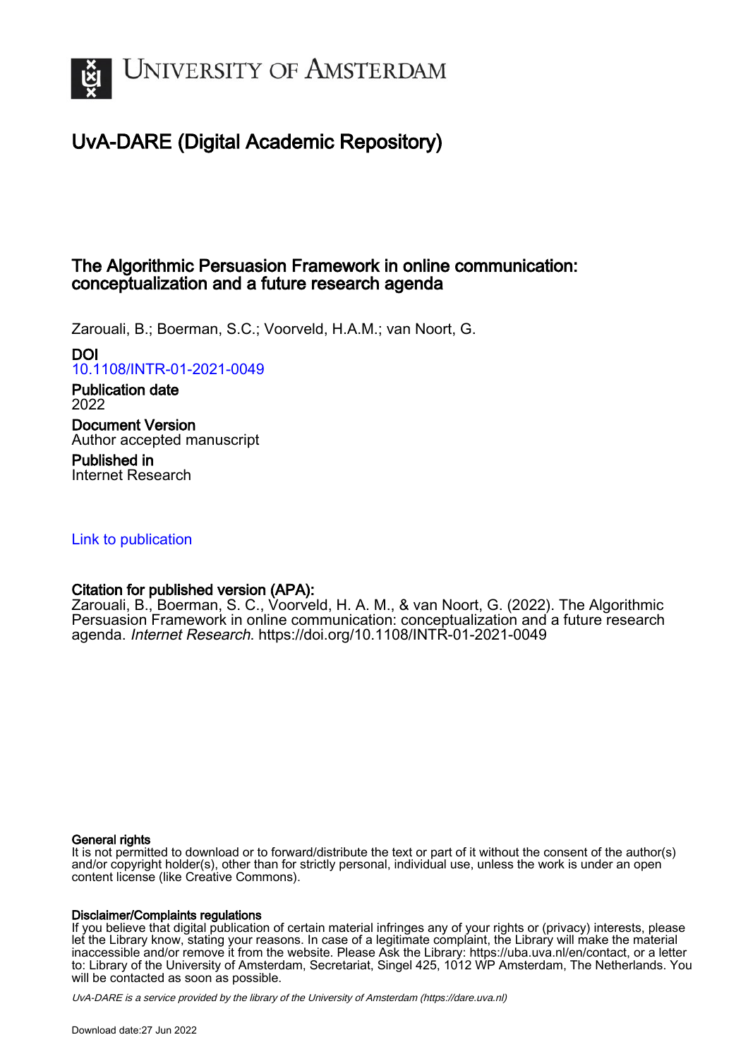# UvA-DARE (Digital Academic Repository)

## The Algorithmic Persuasion Framework in online communication: conceptualization and a future research agenda

Zarouali, B.; Boerman, S.C.; Voorveld, H.A.M.; van Noort, G.

**DOI**
10.1108/INTR-01-2021-0049

**Publication date**
2022

**Document Version**
Author accepted manuscript

**Published in**
Internet Research

Link to publication

**Citation for published version (APA):**
Zarouali, B., Boerman, S. C., Voorveld, H. A. M., & van Noort, G. (2022). The Algorithmic Persuasion Framework in online communication: conceptualization and a future research agenda. *Internet Research*. https://doi.org/10.1108/INTR-01-2021-0049

**General rights**
It is not permitted to download or to forward/distribute the text or part of it without the consent of the author(s) and/or copyright holder(s), other than for strictly personal, individual use, unless the work is under an open content license (like Creative Commons).

**Disclaimer/Complaints regulations**
If you believe that digital publication of certain material infringes any of your rights or (privacy) interests, please let the Library know, stating your reasons. In case of a legitimate complaint, the Library will make the material inaccessible and/or remove it from the website. Please Ask the Library: https://uba.uva.nl/en/contact, or a letter to: Library of the University of Amsterdam, Secretariat, Singel 425, 1012 WP Amsterdam, The Netherlands. You will be contacted as soon as possible.

*UvA-DARE is a service provided by the library of the University of Amsterdam (https://dare.uva.nl)*

Download date:27 Jun 2022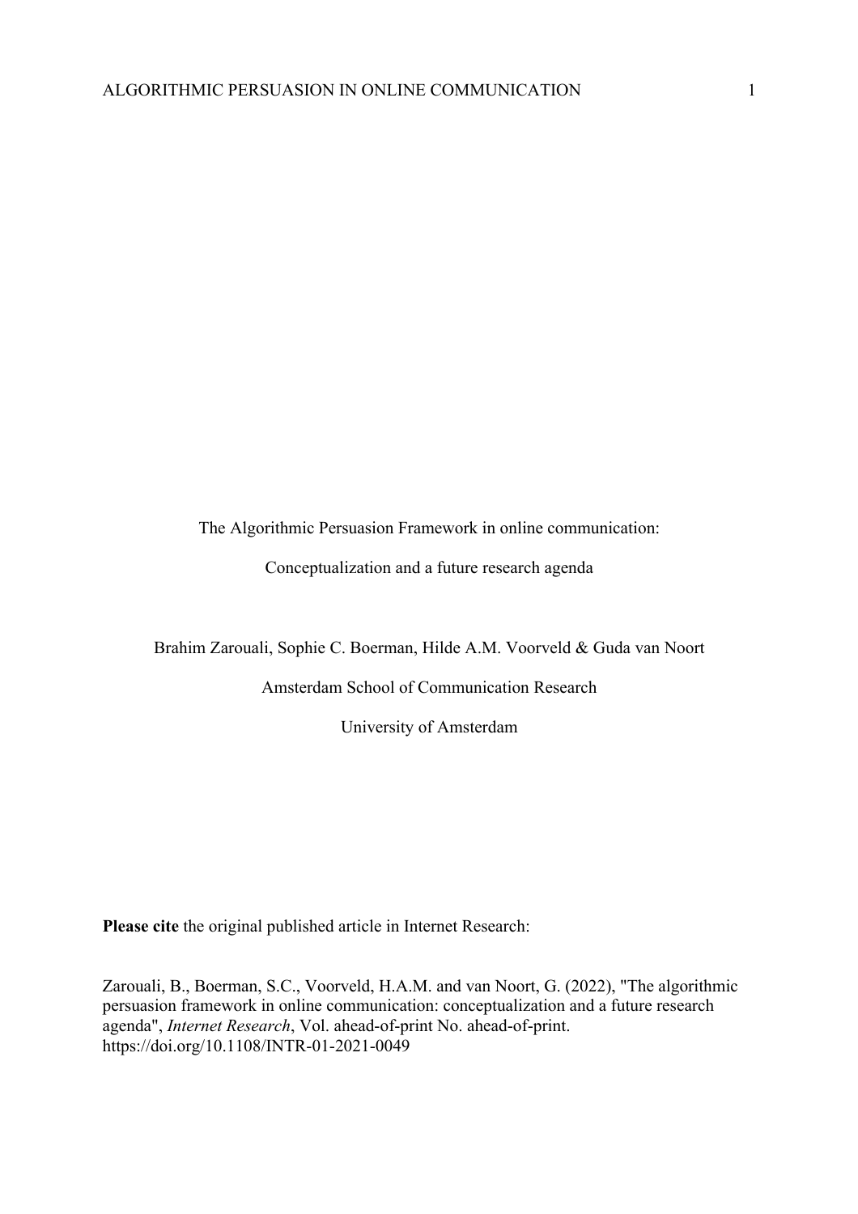The Algorithmic Persuasion Framework in online communication:

Conceptualization and a future research agenda

Brahim Zarouali, Sophie C. Boerman, Hilde A.M. Voorveld & Guda van Noort

Amsterdam School of Communication Research

University of Amsterdam

**Please cite** the original published article in Internet Research:

Zarouali, B., Boerman, S.C., Voorveld, H.A.M. and van Noort, G. (2022), "The algorithmic persuasion framework in online communication: conceptualization and a future research agenda", *Internet Research*, Vol. ahead-of-print No. ahead-of-print. https://doi.org/10.1108/INTR-01-2021-0049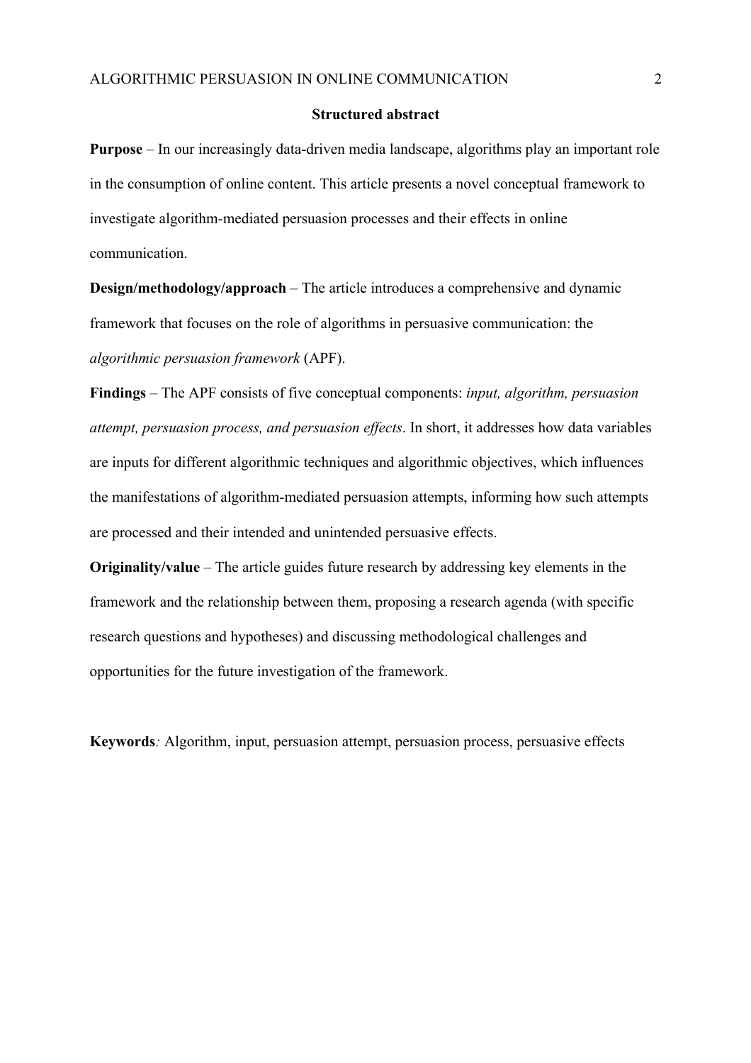## Structured abstract

**Purpose** – In our increasingly data-driven media landscape, algorithms play an important role in the consumption of online content. This article presents a novel conceptual framework to investigate algorithm-mediated persuasion processes and their effects in online communication.

**Design/methodology/approach** – The article introduces a comprehensive and dynamic framework that focuses on the role of algorithms in persuasive communication: the *algorithmic persuasion framework* (APF).

**Findings** – The APF consists of five conceptual components: *input, algorithm, persuasion attempt, persuasion process, and persuasion effects*. In short, it addresses how data variables are inputs for different algorithmic techniques and algorithmic objectives, which influences the manifestations of algorithm-mediated persuasion attempts, informing how such attempts are processed and their intended and unintended persuasive effects.

**Originality/value** – The article guides future research by addressing key elements in the framework and the relationship between them, proposing a research agenda (with specific research questions and hypotheses) and discussing methodological challenges and opportunities for the future investigation of the framework.

**Keywords***:* Algorithm, input, persuasion attempt, persuasion process, persuasive effects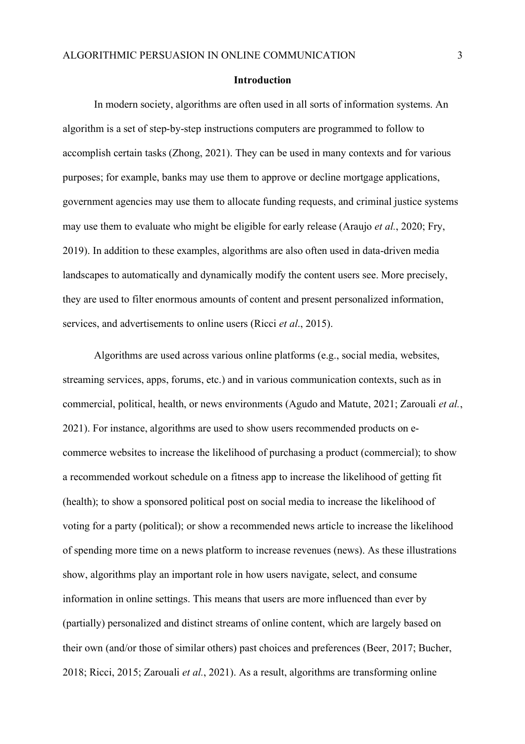## Introduction

In modern society, algorithms are often used in all sorts of information systems. An algorithm is a set of step-by-step instructions computers are programmed to follow to accomplish certain tasks (Zhong, 2021). They can be used in many contexts and for various purposes; for example, banks may use them to approve or decline mortgage applications, government agencies may use them to allocate funding requests, and criminal justice systems may use them to evaluate who might be eligible for early release (Araujo *et al.*, 2020; Fry, 2019). In addition to these examples, algorithms are also often used in data-driven media landscapes to automatically and dynamically modify the content users see. More precisely, they are used to filter enormous amounts of content and present personalized information, services, and advertisements to online users (Ricci *et al*., 2015).

Algorithms are used across various online platforms (e.g., social media, websites, streaming services, apps, forums, etc.) and in various communication contexts, such as in commercial, political, health, or news environments (Agudo and Matute, 2021; Zarouali *et al.*, 2021). For instance, algorithms are used to show users recommended products on e-commerce websites to increase the likelihood of purchasing a product (commercial); to show a recommended workout schedule on a fitness app to increase the likelihood of getting fit (health); to show a sponsored political post on social media to increase the likelihood of voting for a party (political); or show a recommended news article to increase the likelihood of spending more time on a news platform to increase revenues (news). As these illustrations show, algorithms play an important role in how users navigate, select, and consume information in online settings. This means that users are more influenced than ever by (partially) personalized and distinct streams of online content, which are largely based on their own (and/or those of similar others) past choices and preferences (Beer, 2017; Bucher, 2018; Ricci, 2015; Zarouali *et al.*, 2021). As a result, algorithms are transforming online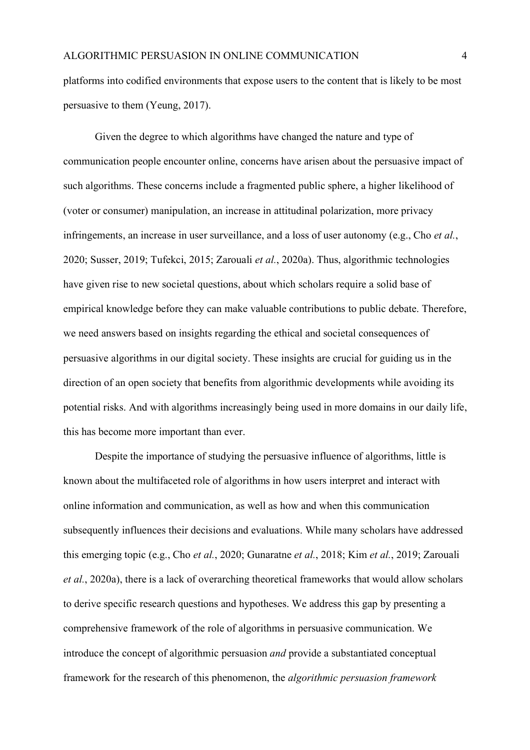platforms into codified environments that expose users to the content that is likely to be most persuasive to them (Yeung, 2017).

Given the degree to which algorithms have changed the nature and type of communication people encounter online, concerns have arisen about the persuasive impact of such algorithms. These concerns include a fragmented public sphere, a higher likelihood of (voter or consumer) manipulation, an increase in attitudinal polarization, more privacy infringements, an increase in user surveillance, and a loss of user autonomy (e.g., Cho *et al.*, 2020; Susser, 2019; Tufekci, 2015; Zarouali *et al.*, 2020a). Thus, algorithmic technologies have given rise to new societal questions, about which scholars require a solid base of empirical knowledge before they can make valuable contributions to public debate. Therefore, we need answers based on insights regarding the ethical and societal consequences of persuasive algorithms in our digital society. These insights are crucial for guiding us in the direction of an open society that benefits from algorithmic developments while avoiding its potential risks. And with algorithms increasingly being used in more domains in our daily life, this has become more important than ever.

Despite the importance of studying the persuasive influence of algorithms, little is known about the multifaceted role of algorithms in how users interpret and interact with online information and communication, as well as how and when this communication subsequently influences their decisions and evaluations. While many scholars have addressed this emerging topic (e.g., Cho *et al.*, 2020; Gunaratne *et al.*, 2018; Kim *et al.*, 2019; Zarouali *et al.*, 2020a), there is a lack of overarching theoretical frameworks that would allow scholars to derive specific research questions and hypotheses. We address this gap by presenting a comprehensive framework of the role of algorithms in persuasive communication. We introduce the concept of algorithmic persuasion *and* provide a substantiated conceptual framework for the research of this phenomenon, the *algorithmic persuasion framework*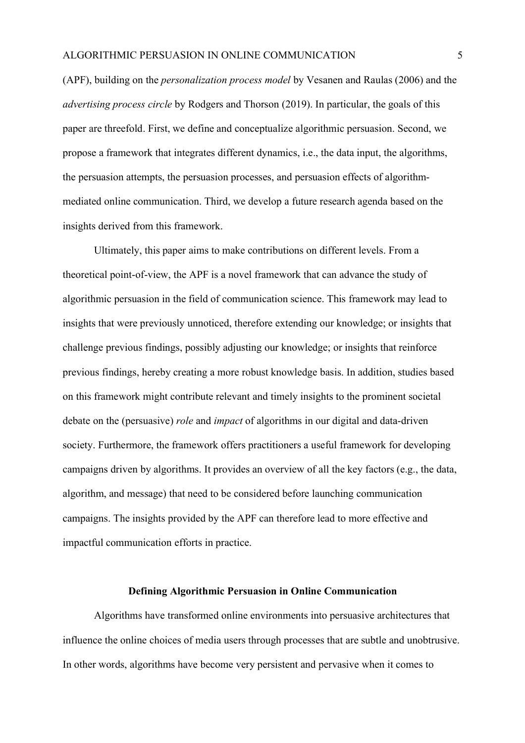(APF), building on the *personalization process model* by Vesanen and Raulas (2006) and the *advertising process circle* by Rodgers and Thorson (2019). In particular, the goals of this paper are threefold. First, we define and conceptualize algorithmic persuasion. Second, we propose a framework that integrates different dynamics, i.e., the data input, the algorithms, the persuasion attempts, the persuasion processes, and persuasion effects of algorithm-mediated online communication. Third, we develop a future research agenda based on the insights derived from this framework.

Ultimately, this paper aims to make contributions on different levels. From a theoretical point-of-view, the APF is a novel framework that can advance the study of algorithmic persuasion in the field of communication science. This framework may lead to insights that were previously unnoticed, therefore extending our knowledge; or insights that challenge previous findings, possibly adjusting our knowledge; or insights that reinforce previous findings, hereby creating a more robust knowledge basis. In addition, studies based on this framework might contribute relevant and timely insights to the prominent societal debate on the (persuasive) *role* and *impact* of algorithms in our digital and data-driven society. Furthermore, the framework offers practitioners a useful framework for developing campaigns driven by algorithms. It provides an overview of all the key factors (e.g., the data, algorithm, and message) that need to be considered before launching communication campaigns. The insights provided by the APF can therefore lead to more effective and impactful communication efforts in practice.

## Defining Algorithmic Persuasion in Online Communication

Algorithms have transformed online environments into persuasive architectures that influence the online choices of media users through processes that are subtle and unobtrusive. In other words, algorithms have become very persistent and pervasive when it comes to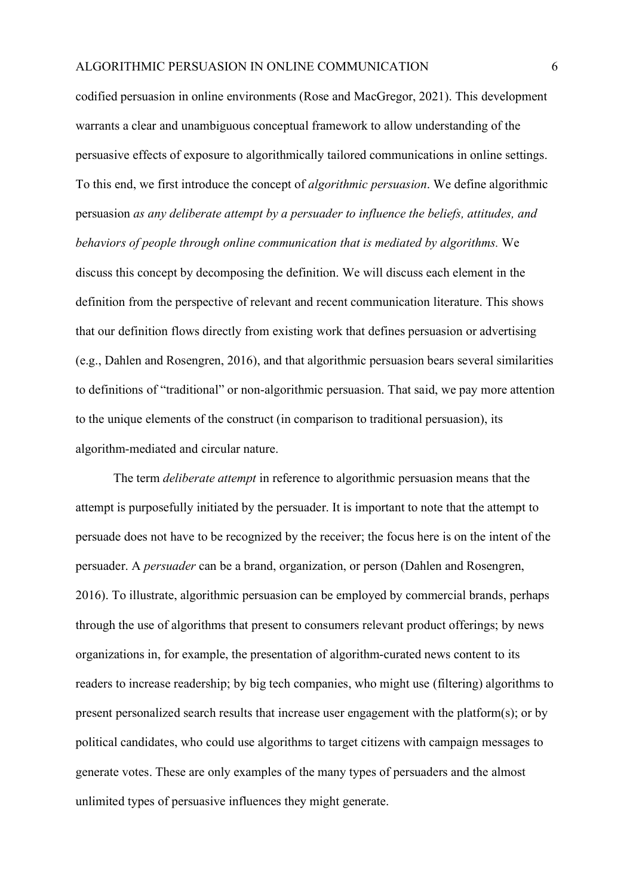codified persuasion in online environments (Rose and MacGregor, 2021). This development warrants a clear and unambiguous conceptual framework to allow understanding of the persuasive effects of exposure to algorithmically tailored communications in online settings. To this end, we first introduce the concept of *algorithmic persuasion*. We define algorithmic persuasion *as any deliberate attempt by a persuader to influence the beliefs, attitudes, and behaviors of people through online communication that is mediated by algorithms.* We discuss this concept by decomposing the definition. We will discuss each element in the definition from the perspective of relevant and recent communication literature. This shows that our definition flows directly from existing work that defines persuasion or advertising (e.g., Dahlen and Rosengren, 2016), and that algorithmic persuasion bears several similarities to definitions of "traditional" or non-algorithmic persuasion. That said, we pay more attention to the unique elements of the construct (in comparison to traditional persuasion), its algorithm-mediated and circular nature.

The term *deliberate attempt* in reference to algorithmic persuasion means that the attempt is purposefully initiated by the persuader. It is important to note that the attempt to persuade does not have to be recognized by the receiver; the focus here is on the intent of the persuader. A *persuader* can be a brand, organization, or person (Dahlen and Rosengren, 2016). To illustrate, algorithmic persuasion can be employed by commercial brands, perhaps through the use of algorithms that present to consumers relevant product offerings; by news organizations in, for example, the presentation of algorithm-curated news content to its readers to increase readership; by big tech companies, who might use (filtering) algorithms to present personalized search results that increase user engagement with the platform(s); or by political candidates, who could use algorithms to target citizens with campaign messages to generate votes. These are only examples of the many types of persuaders and the almost unlimited types of persuasive influences they might generate.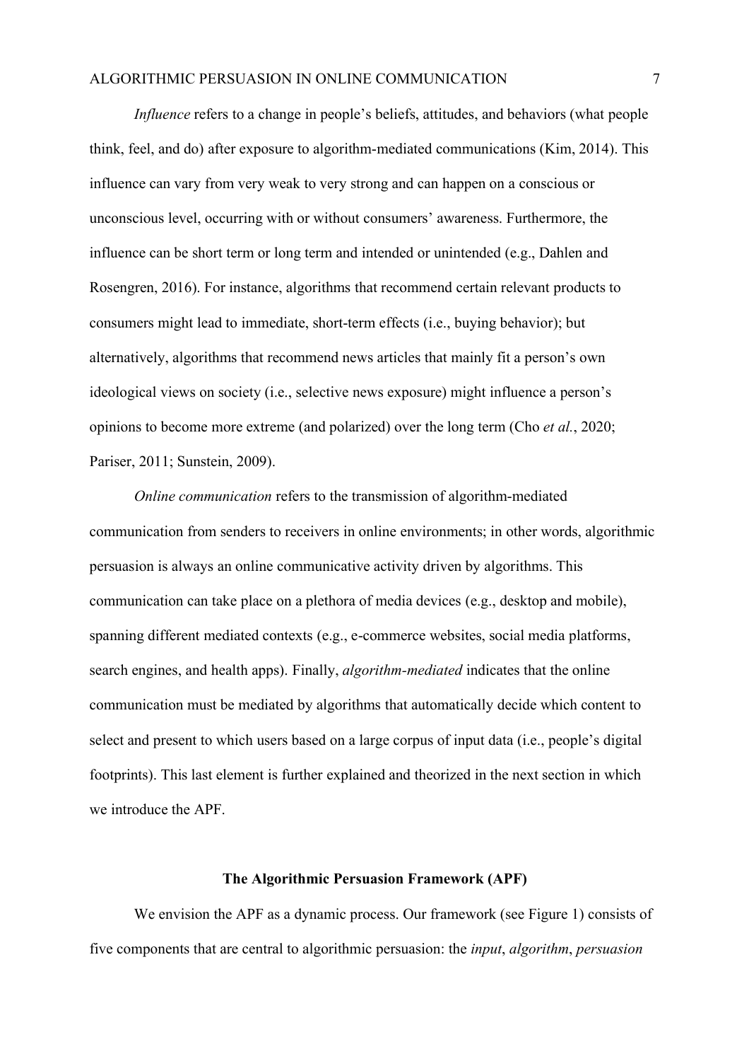*Influence* refers to a change in people's beliefs, attitudes, and behaviors (what people think, feel, and do) after exposure to algorithm-mediated communications (Kim, 2014). This influence can vary from very weak to very strong and can happen on a conscious or unconscious level, occurring with or without consumers' awareness. Furthermore, the influence can be short term or long term and intended or unintended (e.g., Dahlen and Rosengren, 2016). For instance, algorithms that recommend certain relevant products to consumers might lead to immediate, short-term effects (i.e., buying behavior); but alternatively, algorithms that recommend news articles that mainly fit a person's own ideological views on society (i.e., selective news exposure) might influence a person's opinions to become more extreme (and polarized) over the long term (Cho *et al.*, 2020; Pariser, 2011; Sunstein, 2009).

*Online communication* refers to the transmission of algorithm-mediated communication from senders to receivers in online environments; in other words, algorithmic persuasion is always an online communicative activity driven by algorithms. This communication can take place on a plethora of media devices (e.g., desktop and mobile), spanning different mediated contexts (e.g., e-commerce websites, social media platforms, search engines, and health apps). Finally, *algorithm-mediated* indicates that the online communication must be mediated by algorithms that automatically decide which content to select and present to which users based on a large corpus of input data (i.e., people's digital footprints). This last element is further explained and theorized in the next section in which we introduce the APF.

## The Algorithmic Persuasion Framework (APF)

We envision the APF as a dynamic process. Our framework (see Figure 1) consists of five components that are central to algorithmic persuasion: the *input*, *algorithm*, *persuasion*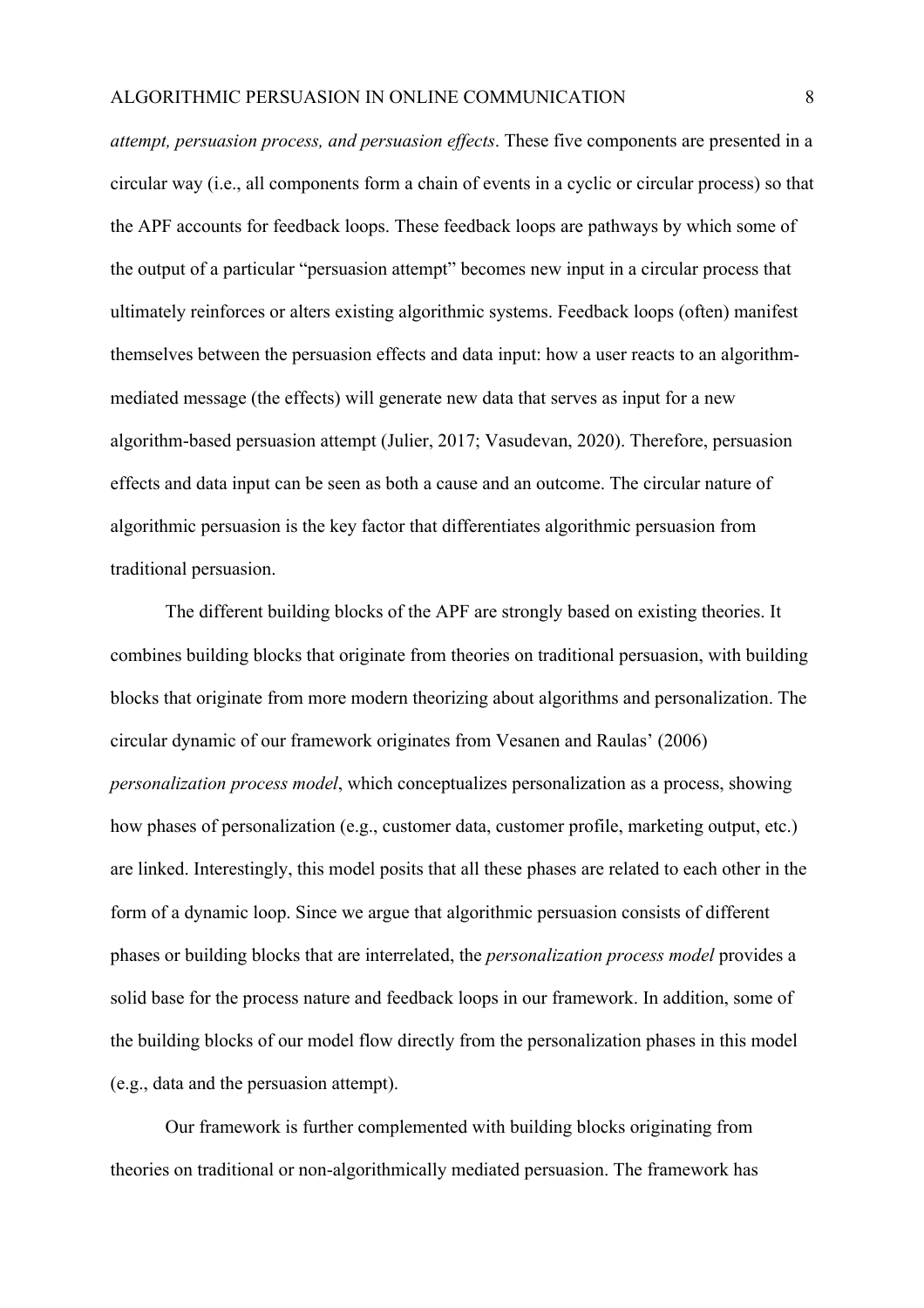*attempt, persuasion process, and persuasion effects*. These five components are presented in a circular way (i.e., all components form a chain of events in a cyclic or circular process) so that the APF accounts for feedback loops. These feedback loops are pathways by which some of the output of a particular "persuasion attempt" becomes new input in a circular process that ultimately reinforces or alters existing algorithmic systems. Feedback loops (often) manifest themselves between the persuasion effects and data input: how a user reacts to an algorithm-mediated message (the effects) will generate new data that serves as input for a new algorithm-based persuasion attempt (Julier, 2017; Vasudevan, 2020). Therefore, persuasion effects and data input can be seen as both a cause and an outcome. The circular nature of algorithmic persuasion is the key factor that differentiates algorithmic persuasion from traditional persuasion.

The different building blocks of the APF are strongly based on existing theories. It combines building blocks that originate from theories on traditional persuasion, with building blocks that originate from more modern theorizing about algorithms and personalization. The circular dynamic of our framework originates from Vesanen and Raulas' (2006) *personalization process model*, which conceptualizes personalization as a process, showing how phases of personalization (e.g., customer data, customer profile, marketing output, etc.) are linked. Interestingly, this model posits that all these phases are related to each other in the form of a dynamic loop. Since we argue that algorithmic persuasion consists of different phases or building blocks that are interrelated, the *personalization process model* provides a solid base for the process nature and feedback loops in our framework. In addition, some of the building blocks of our model flow directly from the personalization phases in this model (e.g., data and the persuasion attempt).

Our framework is further complemented with building blocks originating from theories on traditional or non-algorithmically mediated persuasion. The framework has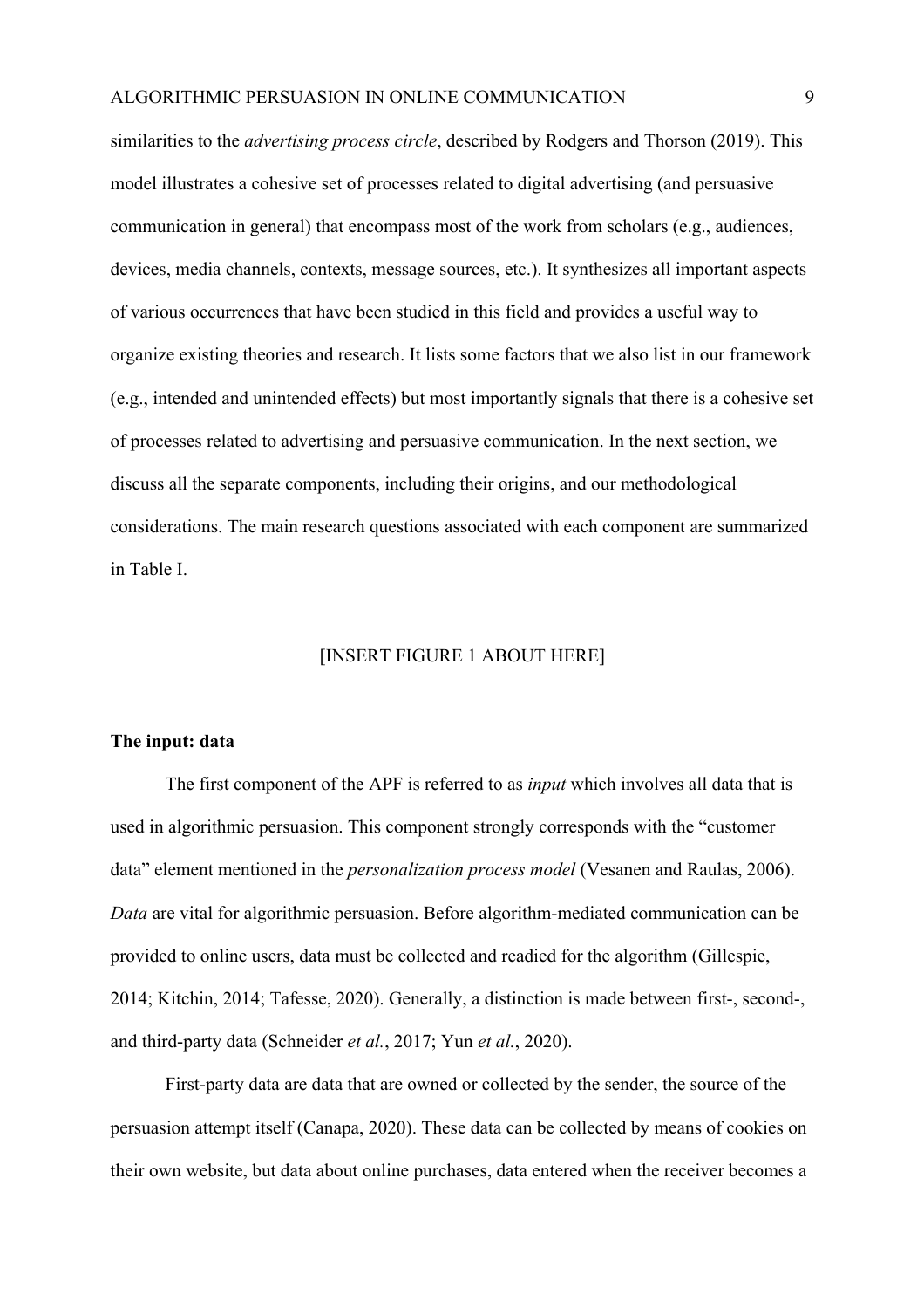similarities to the *advertising process circle*, described by Rodgers and Thorson (2019). This model illustrates a cohesive set of processes related to digital advertising (and persuasive communication in general) that encompass most of the work from scholars (e.g., audiences, devices, media channels, contexts, message sources, etc.). It synthesizes all important aspects of various occurrences that have been studied in this field and provides a useful way to organize existing theories and research. It lists some factors that we also list in our framework (e.g., intended and unintended effects) but most importantly signals that there is a cohesive set of processes related to advertising and persuasive communication. In the next section, we discuss all the separate components, including their origins, and our methodological considerations. The main research questions associated with each component are summarized in Table I.

[INSERT FIGURE 1 ABOUT HERE]

**The input: data**

The first component of the APF is referred to as *input* which involves all data that is used in algorithmic persuasion. This component strongly corresponds with the "customer data" element mentioned in the *personalization process model* (Vesanen and Raulas, 2006). *Data* are vital for algorithmic persuasion. Before algorithm-mediated communication can be provided to online users, data must be collected and readied for the algorithm (Gillespie, 2014; Kitchin, 2014; Tafesse, 2020). Generally, a distinction is made between first-, second-, and third-party data (Schneider *et al.*, 2017; Yun *et al.*, 2020).

First-party data are data that are owned or collected by the sender, the source of the persuasion attempt itself (Canapa, 2020). These data can be collected by means of cookies on their own website, but data about online purchases, data entered when the receiver becomes a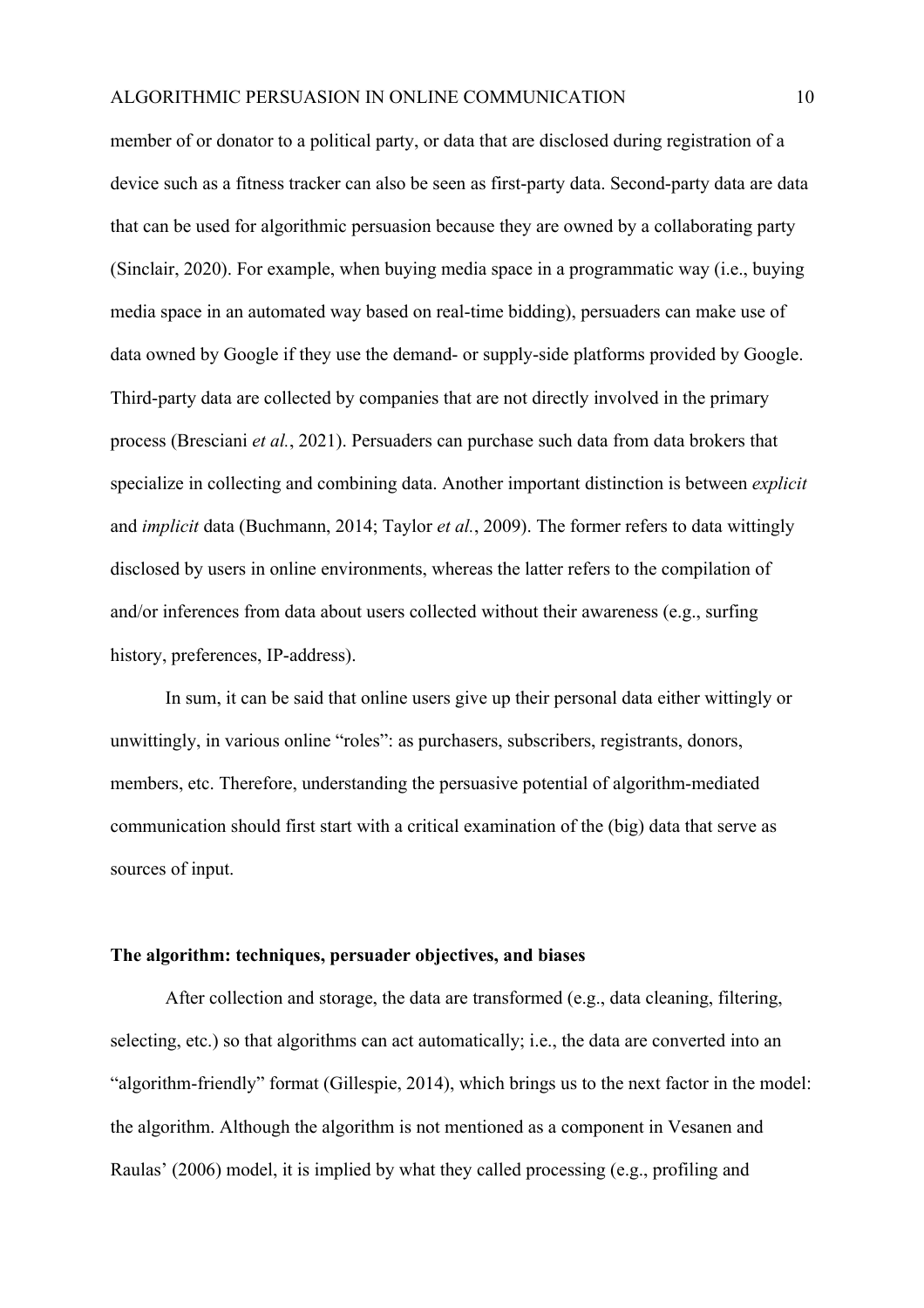member of or donator to a political party, or data that are disclosed during registration of a device such as a fitness tracker can also be seen as first-party data. Second-party data are data that can be used for algorithmic persuasion because they are owned by a collaborating party (Sinclair, 2020). For example, when buying media space in a programmatic way (i.e., buying media space in an automated way based on real-time bidding), persuaders can make use of data owned by Google if they use the demand- or supply-side platforms provided by Google. Third-party data are collected by companies that are not directly involved in the primary process (Bresciani *et al.*, 2021). Persuaders can purchase such data from data brokers that specialize in collecting and combining data. Another important distinction is between *explicit* and *implicit* data (Buchmann, 2014; Taylor *et al.*, 2009). The former refers to data wittingly disclosed by users in online environments, whereas the latter refers to the compilation of and/or inferences from data about users collected without their awareness (e.g., surfing history, preferences, IP-address).

In sum, it can be said that online users give up their personal data either wittingly or unwittingly, in various online "roles": as purchasers, subscribers, registrants, donors, members, etc. Therefore, understanding the persuasive potential of algorithm-mediated communication should first start with a critical examination of the (big) data that serve as sources of input.

## The algorithm: techniques, persuader objectives, and biases

After collection and storage, the data are transformed (e.g., data cleaning, filtering, selecting, etc.) so that algorithms can act automatically; i.e., the data are converted into an "algorithm-friendly" format (Gillespie, 2014), which brings us to the next factor in the model: the algorithm. Although the algorithm is not mentioned as a component in Vesanen and Raulas' (2006) model, it is implied by what they called processing (e.g., profiling and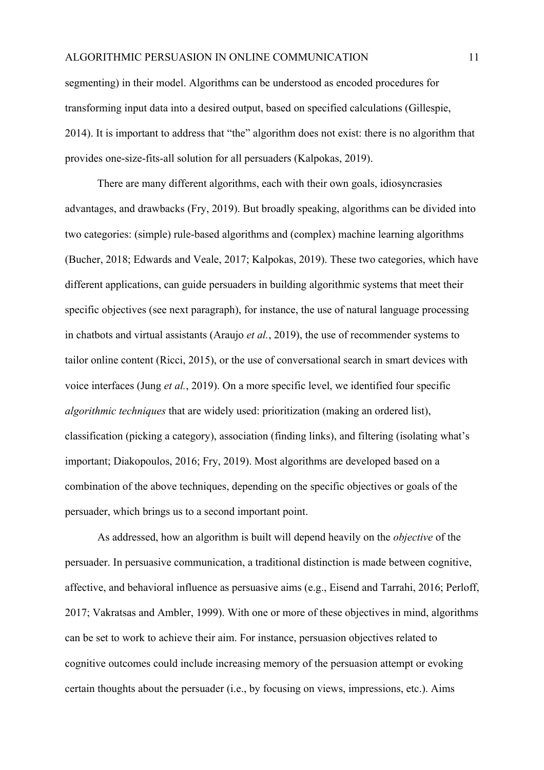segmenting) in their model. Algorithms can be understood as encoded procedures for transforming input data into a desired output, based on specified calculations (Gillespie, 2014). It is important to address that "the" algorithm does not exist: there is no algorithm that provides one-size-fits-all solution for all persuaders (Kalpokas, 2019).

There are many different algorithms, each with their own goals, idiosyncrasies advantages, and drawbacks (Fry, 2019). But broadly speaking, algorithms can be divided into two categories: (simple) rule-based algorithms and (complex) machine learning algorithms (Bucher, 2018; Edwards and Veale, 2017; Kalpokas, 2019). These two categories, which have different applications, can guide persuaders in building algorithmic systems that meet their specific objectives (see next paragraph), for instance, the use of natural language processing in chatbots and virtual assistants (Araujo *et al.*, 2019), the use of recommender systems to tailor online content (Ricci, 2015), or the use of conversational search in smart devices with voice interfaces (Jung *et al.*, 2019). On a more specific level, we identified four specific *algorithmic techniques* that are widely used: prioritization (making an ordered list), classification (picking a category), association (finding links), and filtering (isolating what's important; Diakopoulos, 2016; Fry, 2019). Most algorithms are developed based on a combination of the above techniques, depending on the specific objectives or goals of the persuader, which brings us to a second important point.

As addressed, how an algorithm is built will depend heavily on the *objective* of the persuader. In persuasive communication, a traditional distinction is made between cognitive, affective, and behavioral influence as persuasive aims (e.g., Eisend and Tarrahi, 2016; Perloff, 2017; Vakratsas and Ambler, 1999). With one or more of these objectives in mind, algorithms can be set to work to achieve their aim. For instance, persuasion objectives related to cognitive outcomes could include increasing memory of the persuasion attempt or evoking certain thoughts about the persuader (i.e., by focusing on views, impressions, etc.). Aims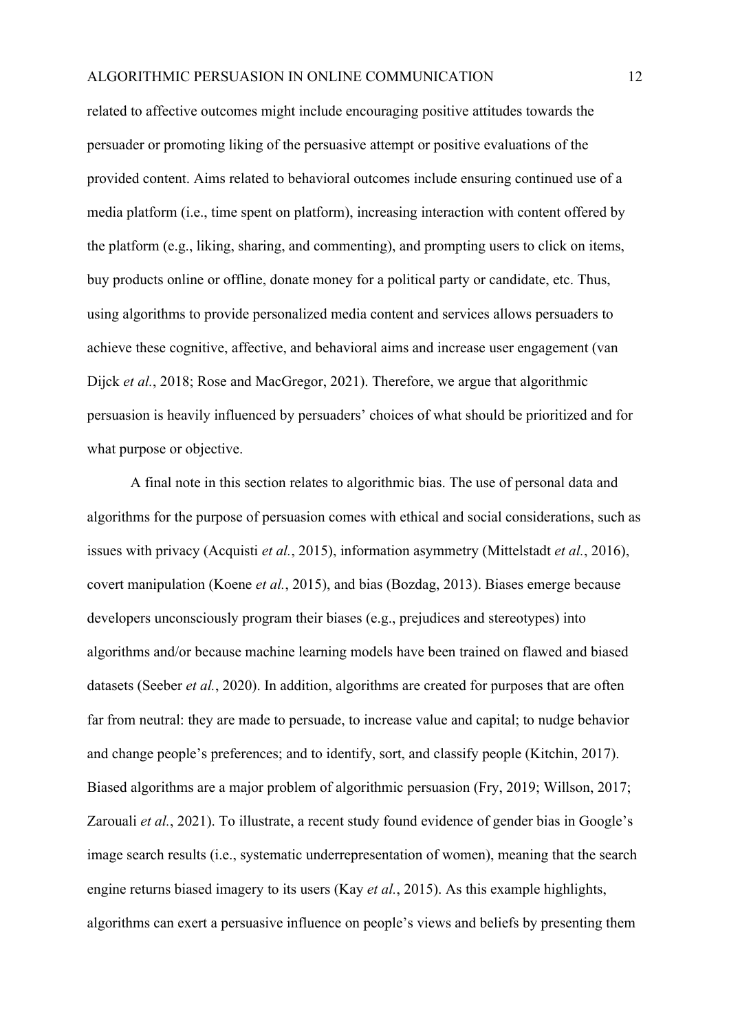related to affective outcomes might include encouraging positive attitudes towards the persuader or promoting liking of the persuasive attempt or positive evaluations of the provided content. Aims related to behavioral outcomes include ensuring continued use of a media platform (i.e., time spent on platform), increasing interaction with content offered by the platform (e.g., liking, sharing, and commenting), and prompting users to click on items, buy products online or offline, donate money for a political party or candidate, etc. Thus, using algorithms to provide personalized media content and services allows persuaders to achieve these cognitive, affective, and behavioral aims and increase user engagement (van Dijck *et al.*, 2018; Rose and MacGregor, 2021). Therefore, we argue that algorithmic persuasion is heavily influenced by persuaders' choices of what should be prioritized and for what purpose or objective.

A final note in this section relates to algorithmic bias. The use of personal data and algorithms for the purpose of persuasion comes with ethical and social considerations, such as issues with privacy (Acquisti *et al.*, 2015), information asymmetry (Mittelstadt *et al.*, 2016), covert manipulation (Koene *et al.*, 2015), and bias (Bozdag, 2013). Biases emerge because developers unconsciously program their biases (e.g., prejudices and stereotypes) into algorithms and/or because machine learning models have been trained on flawed and biased datasets (Seeber *et al.*, 2020). In addition, algorithms are created for purposes that are often far from neutral: they are made to persuade, to increase value and capital; to nudge behavior and change people's preferences; and to identify, sort, and classify people (Kitchin, 2017). Biased algorithms are a major problem of algorithmic persuasion (Fry, 2019; Willson, 2017; Zarouali *et al.*, 2021). To illustrate, a recent study found evidence of gender bias in Google's image search results (i.e., systematic underrepresentation of women), meaning that the search engine returns biased imagery to its users (Kay *et al.*, 2015). As this example highlights, algorithms can exert a persuasive influence on people's views and beliefs by presenting them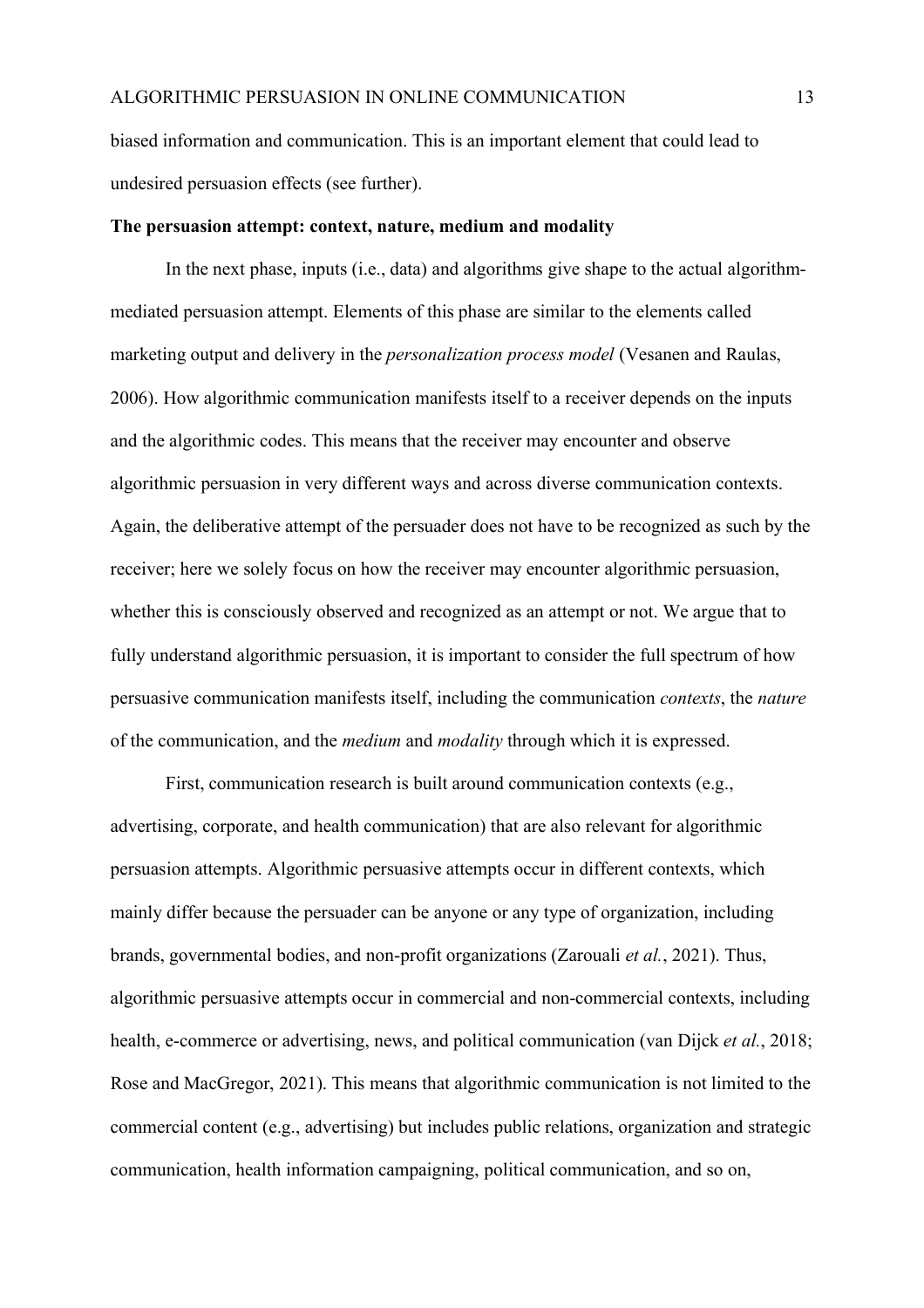biased information and communication. This is an important element that could lead to undesired persuasion effects (see further).

**The persuasion attempt: context, nature, medium and modality**

In the next phase, inputs (i.e., data) and algorithms give shape to the actual algorithm-mediated persuasion attempt. Elements of this phase are similar to the elements called marketing output and delivery in the *personalization process model* (Vesanen and Raulas, 2006). How algorithmic communication manifests itself to a receiver depends on the inputs and the algorithmic codes. This means that the receiver may encounter and observe algorithmic persuasion in very different ways and across diverse communication contexts. Again, the deliberative attempt of the persuader does not have to be recognized as such by the receiver; here we solely focus on how the receiver may encounter algorithmic persuasion, whether this is consciously observed and recognized as an attempt or not. We argue that to fully understand algorithmic persuasion, it is important to consider the full spectrum of how persuasive communication manifests itself, including the communication *contexts*, the *nature* of the communication, and the *medium* and *modality* through which it is expressed.

First, communication research is built around communication contexts (e.g., advertising, corporate, and health communication) that are also relevant for algorithmic persuasion attempts. Algorithmic persuasive attempts occur in different contexts, which mainly differ because the persuader can be anyone or any type of organization, including brands, governmental bodies, and non-profit organizations (Zarouali *et al.*, 2021). Thus, algorithmic persuasive attempts occur in commercial and non-commercial contexts, including health, e-commerce or advertising, news, and political communication (van Dijck *et al.*, 2018; Rose and MacGregor, 2021). This means that algorithmic communication is not limited to the commercial content (e.g., advertising) but includes public relations, organization and strategic communication, health information campaigning, political communication, and so on,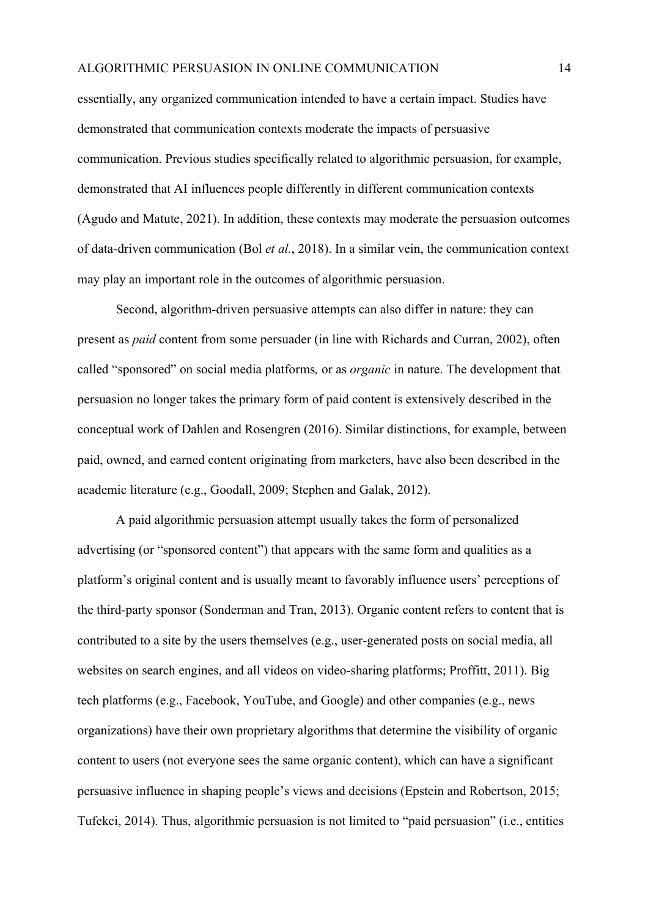essentially, any organized communication intended to have a certain impact. Studies have demonstrated that communication contexts moderate the impacts of persuasive communication. Previous studies specifically related to algorithmic persuasion, for example, demonstrated that AI influences people differently in different communication contexts (Agudo and Matute, 2021). In addition, these contexts may moderate the persuasion outcomes of data-driven communication (Bol *et al.*, 2018). In a similar vein, the communication context may play an important role in the outcomes of algorithmic persuasion.

Second, algorithm-driven persuasive attempts can also differ in nature: they can present as *paid* content from some persuader (in line with Richards and Curran, 2002), often called "sponsored" on social media platforms*,* or as *organic* in nature. The development that persuasion no longer takes the primary form of paid content is extensively described in the conceptual work of Dahlen and Rosengren (2016). Similar distinctions, for example, between paid, owned, and earned content originating from marketers, have also been described in the academic literature (e.g., Goodall, 2009; Stephen and Galak, 2012).

A paid algorithmic persuasion attempt usually takes the form of personalized advertising (or "sponsored content") that appears with the same form and qualities as a platform's original content and is usually meant to favorably influence users' perceptions of the third-party sponsor (Sonderman and Tran, 2013). Organic content refers to content that is contributed to a site by the users themselves (e.g., user-generated posts on social media, all websites on search engines, and all videos on video-sharing platforms; Proffitt, 2011). Big tech platforms (e.g., Facebook, YouTube, and Google) and other companies (e.g., news organizations) have their own proprietary algorithms that determine the visibility of organic content to users (not everyone sees the same organic content), which can have a significant persuasive influence in shaping people's views and decisions (Epstein and Robertson, 2015; Tufekci, 2014). Thus, algorithmic persuasion is not limited to "paid persuasion" (i.e., entities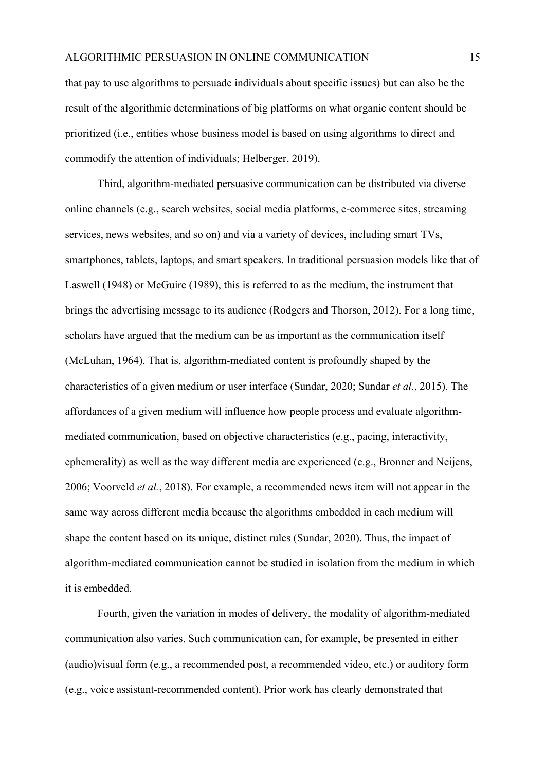that pay to use algorithms to persuade individuals about specific issues) but can also be the result of the algorithmic determinations of big platforms on what organic content should be prioritized (i.e., entities whose business model is based on using algorithms to direct and commodify the attention of individuals; Helberger, 2019).

Third, algorithm-mediated persuasive communication can be distributed via diverse online channels (e.g., search websites, social media platforms, e-commerce sites, streaming services, news websites, and so on) and via a variety of devices, including smart TVs, smartphones, tablets, laptops, and smart speakers. In traditional persuasion models like that of Laswell (1948) or McGuire (1989), this is referred to as the medium, the instrument that brings the advertising message to its audience (Rodgers and Thorson, 2012). For a long time, scholars have argued that the medium can be as important as the communication itself (McLuhan, 1964). That is, algorithm-mediated content is profoundly shaped by the characteristics of a given medium or user interface (Sundar, 2020; Sundar *et al.*, 2015). The affordances of a given medium will influence how people process and evaluate algorithm-mediated communication, based on objective characteristics (e.g., pacing, interactivity, ephemerality) as well as the way different media are experienced (e.g., Bronner and Neijens, 2006; Voorveld *et al.*, 2018). For example, a recommended news item will not appear in the same way across different media because the algorithms embedded in each medium will shape the content based on its unique, distinct rules (Sundar, 2020). Thus, the impact of algorithm-mediated communication cannot be studied in isolation from the medium in which it is embedded.

Fourth, given the variation in modes of delivery, the modality of algorithm-mediated communication also varies. Such communication can, for example, be presented in either (audio)visual form (e.g., a recommended post, a recommended video, etc.) or auditory form (e.g., voice assistant-recommended content). Prior work has clearly demonstrated that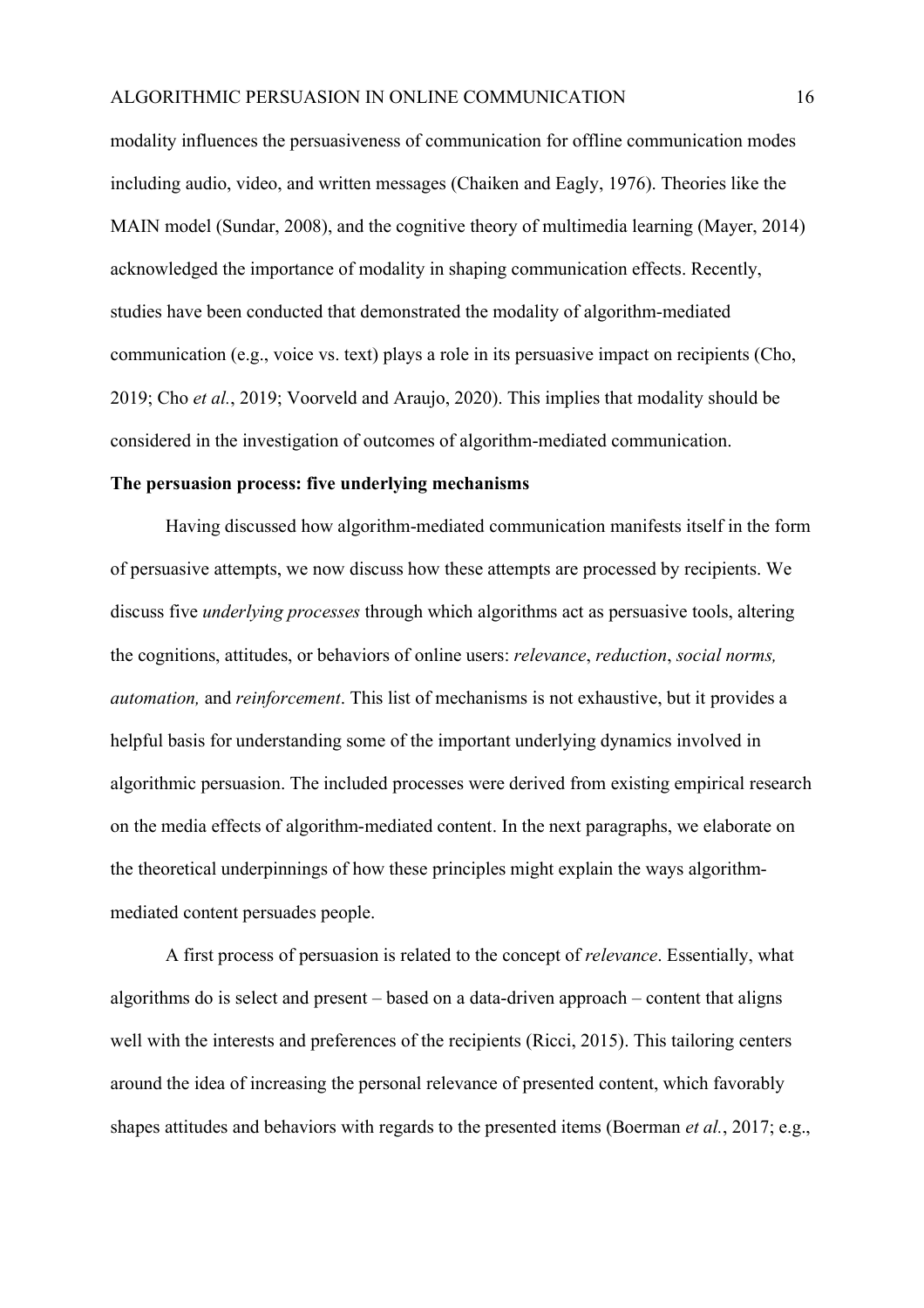modality influences the persuasiveness of communication for offline communication modes including audio, video, and written messages (Chaiken and Eagly, 1976). Theories like the MAIN model (Sundar, 2008), and the cognitive theory of multimedia learning (Mayer, 2014) acknowledged the importance of modality in shaping communication effects. Recently, studies have been conducted that demonstrated the modality of algorithm-mediated communication (e.g., voice vs. text) plays a role in its persuasive impact on recipients (Cho, 2019; Cho *et al.*, 2019; Voorveld and Araujo, 2020). This implies that modality should be considered in the investigation of outcomes of algorithm-mediated communication.

**The persuasion process: five underlying mechanisms**

Having discussed how algorithm-mediated communication manifests itself in the form of persuasive attempts, we now discuss how these attempts are processed by recipients. We discuss five *underlying processes* through which algorithms act as persuasive tools, altering the cognitions, attitudes, or behaviors of online users: *relevance*, *reduction*, *social norms, automation,* and *reinforcement*. This list of mechanisms is not exhaustive, but it provides a helpful basis for understanding some of the important underlying dynamics involved in algorithmic persuasion. The included processes were derived from existing empirical research on the media effects of algorithm-mediated content. In the next paragraphs, we elaborate on the theoretical underpinnings of how these principles might explain the ways algorithm-mediated content persuades people.

A first process of persuasion is related to the concept of *relevance*. Essentially, what algorithms do is select and present – based on a data-driven approach – content that aligns well with the interests and preferences of the recipients (Ricci, 2015). This tailoring centers around the idea of increasing the personal relevance of presented content, which favorably shapes attitudes and behaviors with regards to the presented items (Boerman *et al.*, 2017; e.g.,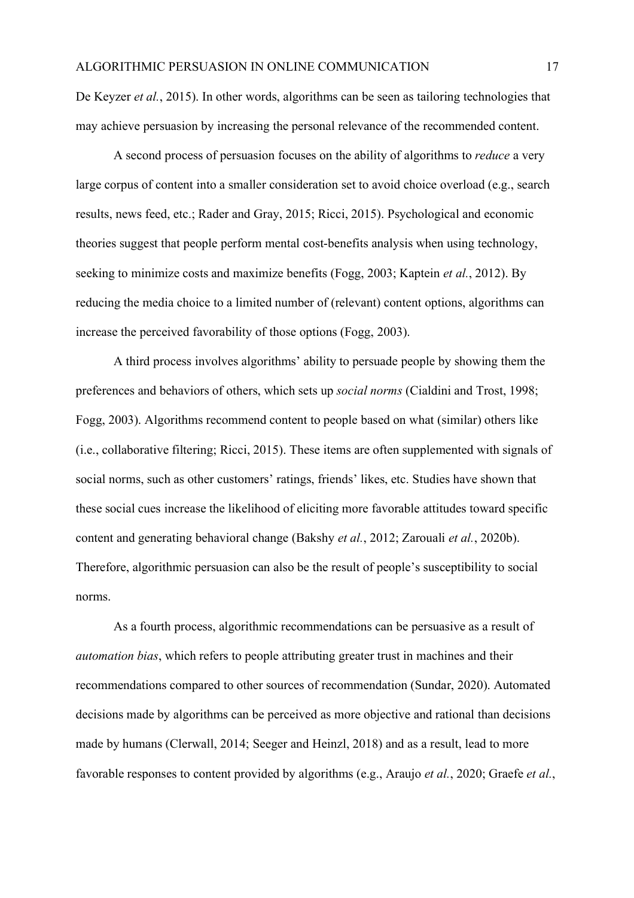De Keyzer *et al.*, 2015). In other words, algorithms can be seen as tailoring technologies that may achieve persuasion by increasing the personal relevance of the recommended content.

A second process of persuasion focuses on the ability of algorithms to *reduce* a very large corpus of content into a smaller consideration set to avoid choice overload (e.g., search results, news feed, etc.; Rader and Gray, 2015; Ricci, 2015). Psychological and economic theories suggest that people perform mental cost-benefits analysis when using technology, seeking to minimize costs and maximize benefits (Fogg, 2003; Kaptein *et al.*, 2012). By reducing the media choice to a limited number of (relevant) content options, algorithms can increase the perceived favorability of those options (Fogg, 2003).

A third process involves algorithms' ability to persuade people by showing them the preferences and behaviors of others, which sets up *social norms* (Cialdini and Trost, 1998; Fogg, 2003). Algorithms recommend content to people based on what (similar) others like (i.e., collaborative filtering; Ricci, 2015). These items are often supplemented with signals of social norms, such as other customers' ratings, friends' likes, etc. Studies have shown that these social cues increase the likelihood of eliciting more favorable attitudes toward specific content and generating behavioral change (Bakshy *et al.*, 2012; Zarouali *et al.*, 2020b). Therefore, algorithmic persuasion can also be the result of people's susceptibility to social norms.

As a fourth process, algorithmic recommendations can be persuasive as a result of *automation bias*, which refers to people attributing greater trust in machines and their recommendations compared to other sources of recommendation (Sundar, 2020). Automated decisions made by algorithms can be perceived as more objective and rational than decisions made by humans (Clerwall, 2014; Seeger and Heinzl, 2018) and as a result, lead to more favorable responses to content provided by algorithms (e.g., Araujo *et al.*, 2020; Graefe *et al.*,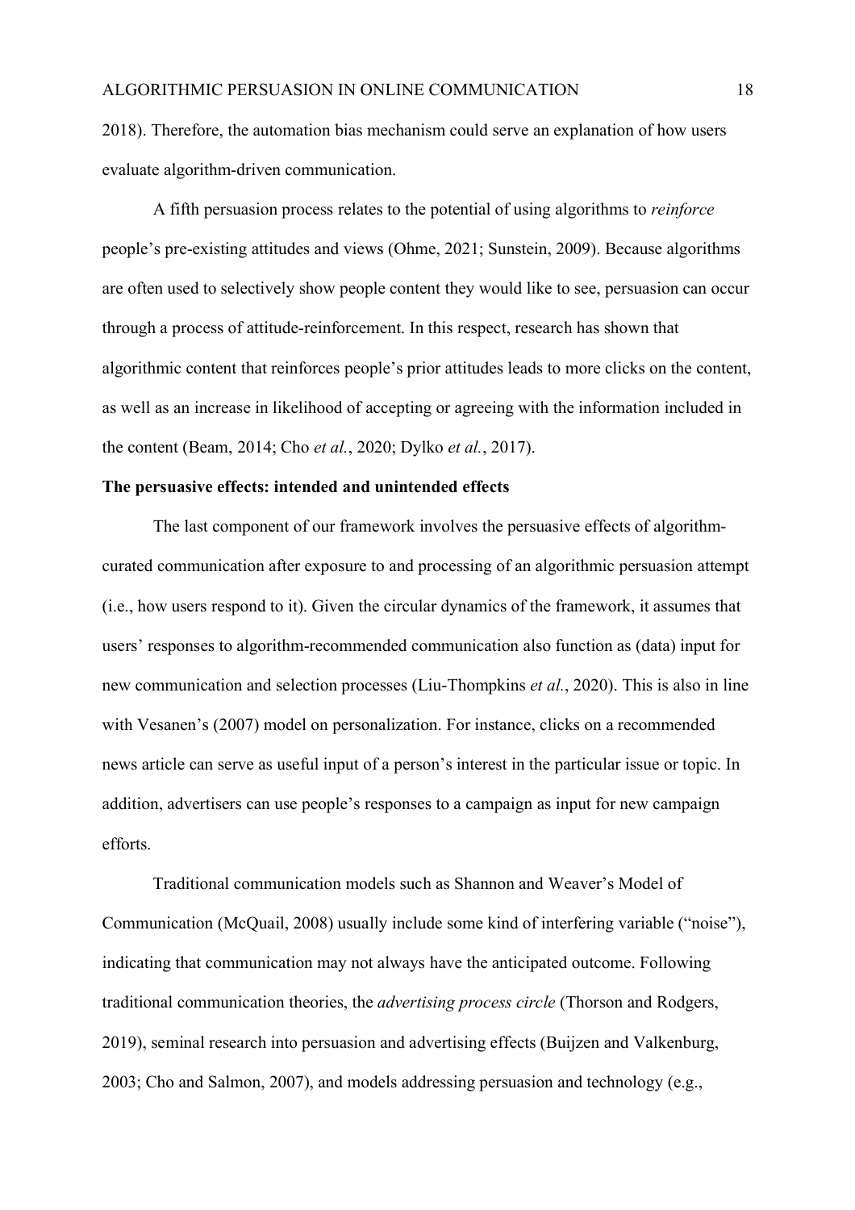2018). Therefore, the automation bias mechanism could serve an explanation of how users evaluate algorithm-driven communication.

A fifth persuasion process relates to the potential of using algorithms to *reinforce* people's pre-existing attitudes and views (Ohme, 2021; Sunstein, 2009). Because algorithms are often used to selectively show people content they would like to see, persuasion can occur through a process of attitude-reinforcement. In this respect, research has shown that algorithmic content that reinforces people's prior attitudes leads to more clicks on the content, as well as an increase in likelihood of accepting or agreeing with the information included in the content (Beam, 2014; Cho *et al.*, 2020; Dylko *et al.*, 2017).

**The persuasive effects: intended and unintended effects**

The last component of our framework involves the persuasive effects of algorithm-curated communication after exposure to and processing of an algorithmic persuasion attempt (i.e., how users respond to it). Given the circular dynamics of the framework, it assumes that users' responses to algorithm-recommended communication also function as (data) input for new communication and selection processes (Liu-Thompkins *et al.*, 2020). This is also in line with Vesanen's (2007) model on personalization. For instance, clicks on a recommended news article can serve as useful input of a person's interest in the particular issue or topic. In addition, advertisers can use people's responses to a campaign as input for new campaign efforts.

Traditional communication models such as Shannon and Weaver's Model of Communication (McQuail, 2008) usually include some kind of interfering variable ("noise"), indicating that communication may not always have the anticipated outcome. Following traditional communication theories, the *advertising process circle* (Thorson and Rodgers, 2019), seminal research into persuasion and advertising effects (Buijzen and Valkenburg, 2003; Cho and Salmon, 2007), and models addressing persuasion and technology (e.g.,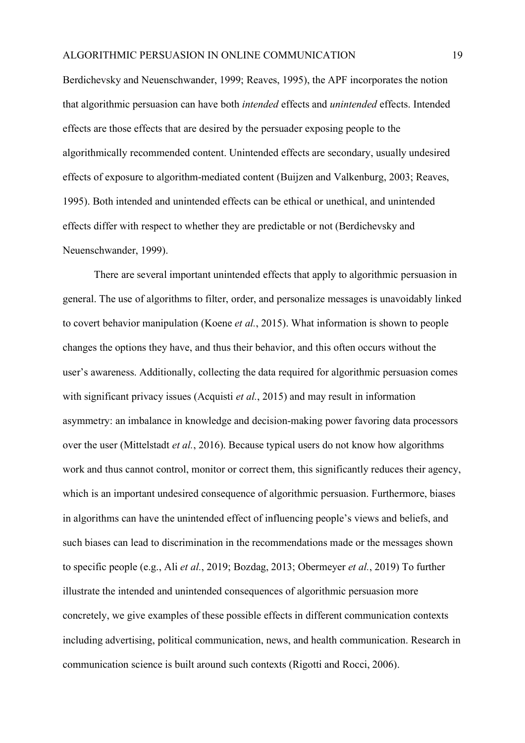Berdichevsky and Neuenschwander, 1999; Reaves, 1995), the APF incorporates the notion that algorithmic persuasion can have both *intended* effects and *unintended* effects. Intended effects are those effects that are desired by the persuader exposing people to the algorithmically recommended content. Unintended effects are secondary, usually undesired effects of exposure to algorithm-mediated content (Buijzen and Valkenburg, 2003; Reaves, 1995). Both intended and unintended effects can be ethical or unethical, and unintended effects differ with respect to whether they are predictable or not (Berdichevsky and Neuenschwander, 1999).

There are several important unintended effects that apply to algorithmic persuasion in general. The use of algorithms to filter, order, and personalize messages is unavoidably linked to covert behavior manipulation (Koene *et al.*, 2015). What information is shown to people changes the options they have, and thus their behavior, and this often occurs without the user's awareness. Additionally, collecting the data required for algorithmic persuasion comes with significant privacy issues (Acquisti *et al.*, 2015) and may result in information asymmetry: an imbalance in knowledge and decision-making power favoring data processors over the user (Mittelstadt *et al.*, 2016). Because typical users do not know how algorithms work and thus cannot control, monitor or correct them, this significantly reduces their agency, which is an important undesired consequence of algorithmic persuasion. Furthermore, biases in algorithms can have the unintended effect of influencing people's views and beliefs, and such biases can lead to discrimination in the recommendations made or the messages shown to specific people (e.g., Ali *et al.*, 2019; Bozdag, 2013; Obermeyer *et al.*, 2019) To further illustrate the intended and unintended consequences of algorithmic persuasion more concretely, we give examples of these possible effects in different communication contexts including advertising, political communication, news, and health communication. Research in communication science is built around such contexts (Rigotti and Rocci, 2006).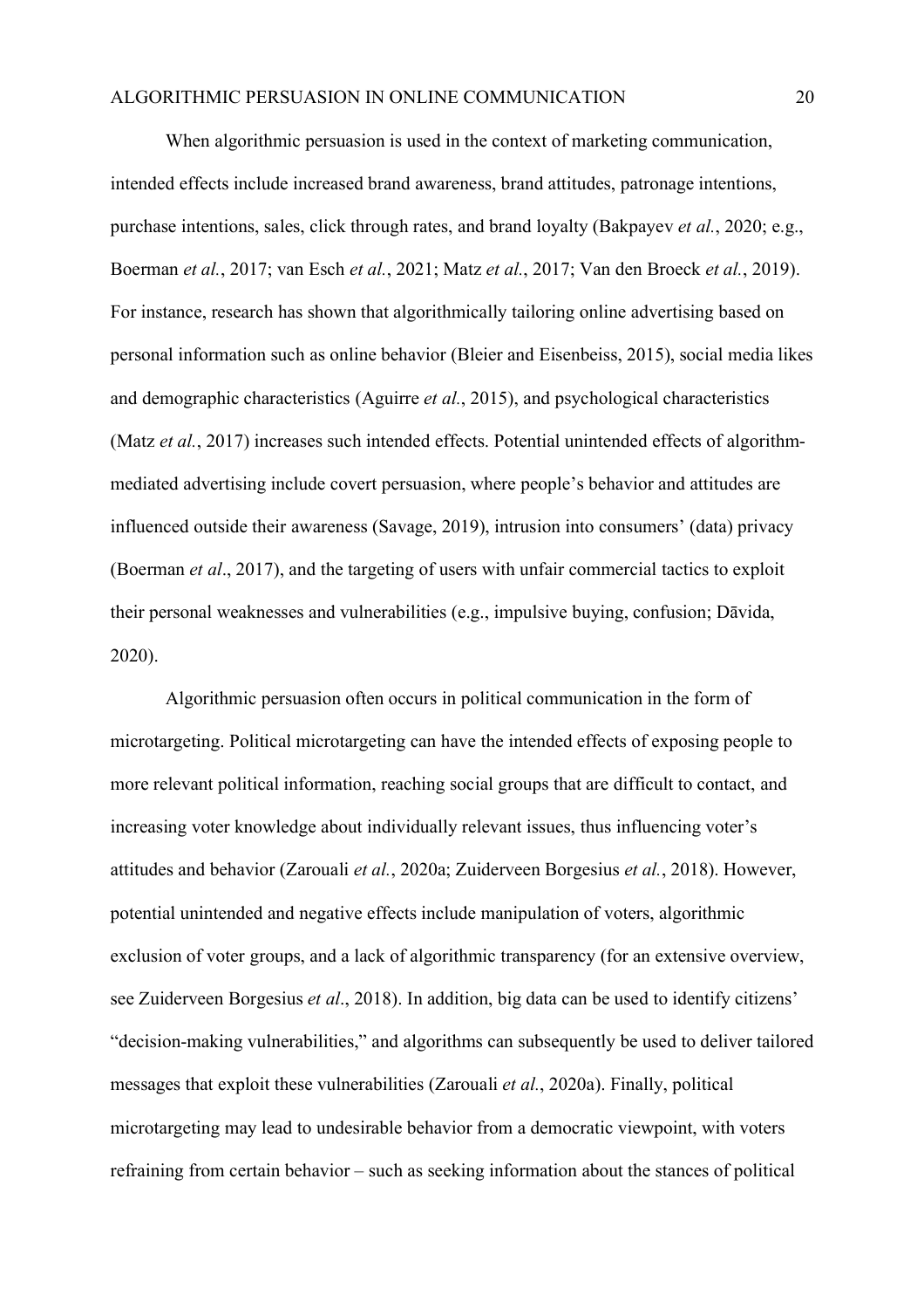When algorithmic persuasion is used in the context of marketing communication, intended effects include increased brand awareness, brand attitudes, patronage intentions, purchase intentions, sales, click through rates, and brand loyalty (Bakpayev *et al.*, 2020; e.g., Boerman *et al.*, 2017; van Esch *et al.*, 2021; Matz *et al.*, 2017; Van den Broeck *et al.*, 2019). For instance, research has shown that algorithmically tailoring online advertising based on personal information such as online behavior (Bleier and Eisenbeiss, 2015), social media likes and demographic characteristics (Aguirre *et al.*, 2015), and psychological characteristics (Matz *et al.*, 2017) increases such intended effects. Potential unintended effects of algorithm-mediated advertising include covert persuasion, where people's behavior and attitudes are influenced outside their awareness (Savage, 2019), intrusion into consumers' (data) privacy (Boerman *et al*., 2017), and the targeting of users with unfair commercial tactics to exploit their personal weaknesses and vulnerabilities (e.g., impulsive buying, confusion; Dāvida, 2020).

Algorithmic persuasion often occurs in political communication in the form of microtargeting. Political microtargeting can have the intended effects of exposing people to more relevant political information, reaching social groups that are difficult to contact, and increasing voter knowledge about individually relevant issues, thus influencing voter's attitudes and behavior (Zarouali *et al.*, 2020a; Zuiderveen Borgesius *et al.*, 2018). However, potential unintended and negative effects include manipulation of voters, algorithmic exclusion of voter groups, and a lack of algorithmic transparency (for an extensive overview, see Zuiderveen Borgesius *et al*., 2018). In addition, big data can be used to identify citizens' "decision-making vulnerabilities," and algorithms can subsequently be used to deliver tailored messages that exploit these vulnerabilities (Zarouali *et al.*, 2020a). Finally, political microtargeting may lead to undesirable behavior from a democratic viewpoint, with voters refraining from certain behavior – such as seeking information about the stances of political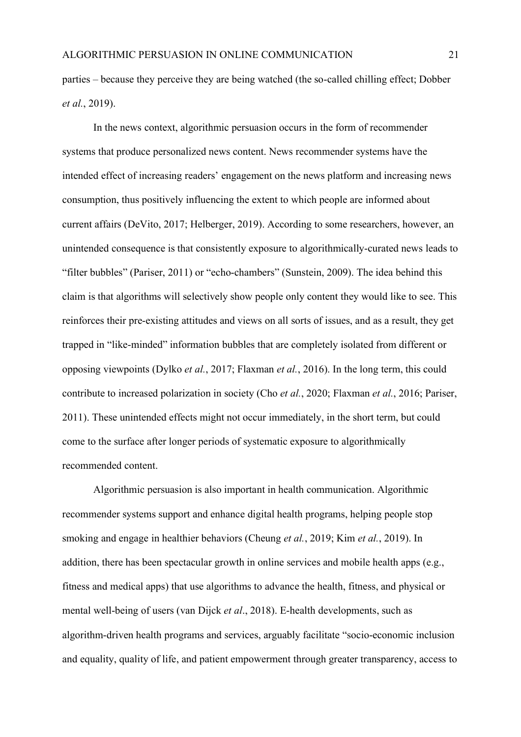parties – because they perceive they are being watched (the so-called chilling effect; Dobber *et al.*, 2019).

In the news context, algorithmic persuasion occurs in the form of recommender systems that produce personalized news content. News recommender systems have the intended effect of increasing readers' engagement on the news platform and increasing news consumption, thus positively influencing the extent to which people are informed about current affairs (DeVito, 2017; Helberger, 2019). According to some researchers, however, an unintended consequence is that consistently exposure to algorithmically-curated news leads to "filter bubbles" (Pariser, 2011) or "echo-chambers" (Sunstein, 2009). The idea behind this claim is that algorithms will selectively show people only content they would like to see. This reinforces their pre-existing attitudes and views on all sorts of issues, and as a result, they get trapped in "like-minded" information bubbles that are completely isolated from different or opposing viewpoints (Dylko *et al.*, 2017; Flaxman *et al.*, 2016). In the long term, this could contribute to increased polarization in society (Cho *et al.*, 2020; Flaxman *et al.*, 2016; Pariser, 2011). These unintended effects might not occur immediately, in the short term, but could come to the surface after longer periods of systematic exposure to algorithmically recommended content.

Algorithmic persuasion is also important in health communication. Algorithmic recommender systems support and enhance digital health programs, helping people stop smoking and engage in healthier behaviors (Cheung *et al.*, 2019; Kim *et al.*, 2019). In addition, there has been spectacular growth in online services and mobile health apps (e.g., fitness and medical apps) that use algorithms to advance the health, fitness, and physical or mental well-being of users (van Dijck *et al*., 2018). E-health developments, such as algorithm-driven health programs and services, arguably facilitate "socio-economic inclusion and equality, quality of life, and patient empowerment through greater transparency, access to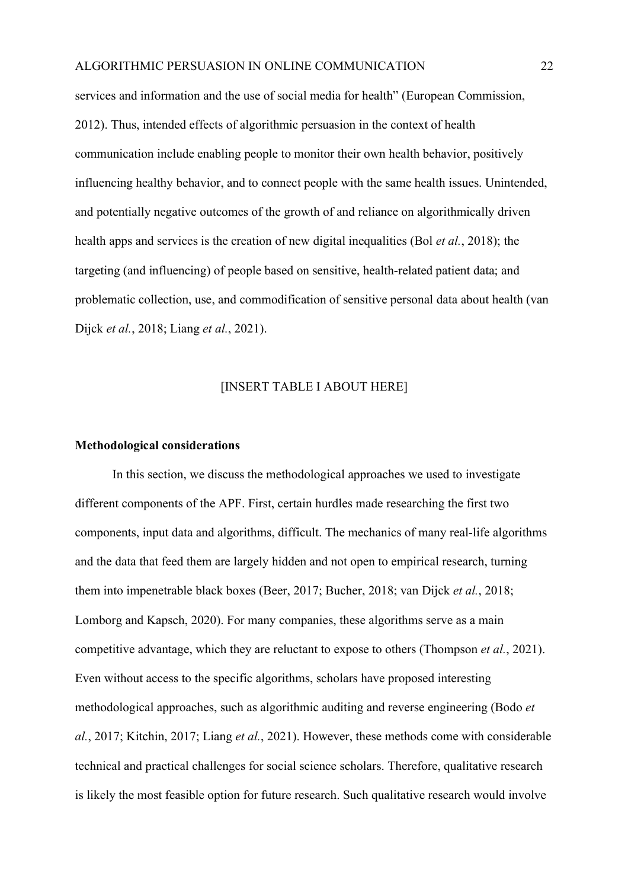services and information and the use of social media for health" (European Commission, 2012). Thus, intended effects of algorithmic persuasion in the context of health communication include enabling people to monitor their own health behavior, positively influencing healthy behavior, and to connect people with the same health issues. Unintended, and potentially negative outcomes of the growth of and reliance on algorithmically driven health apps and services is the creation of new digital inequalities (Bol *et al.*, 2018); the targeting (and influencing) of people based on sensitive, health-related patient data; and problematic collection, use, and commodification of sensitive personal data about health (van Dijck *et al.*, 2018; Liang *et al.*, 2021).

[INSERT TABLE I ABOUT HERE]

**Methodological considerations**

In this section, we discuss the methodological approaches we used to investigate different components of the APF. First, certain hurdles made researching the first two components, input data and algorithms, difficult. The mechanics of many real-life algorithms and the data that feed them are largely hidden and not open to empirical research, turning them into impenetrable black boxes (Beer, 2017; Bucher, 2018; van Dijck *et al.*, 2018; Lomborg and Kapsch, 2020). For many companies, these algorithms serve as a main competitive advantage, which they are reluctant to expose to others (Thompson *et al.*, 2021). Even without access to the specific algorithms, scholars have proposed interesting methodological approaches, such as algorithmic auditing and reverse engineering (Bodo *et al.*, 2017; Kitchin, 2017; Liang *et al.*, 2021). However, these methods come with considerable technical and practical challenges for social science scholars. Therefore, qualitative research is likely the most feasible option for future research. Such qualitative research would involve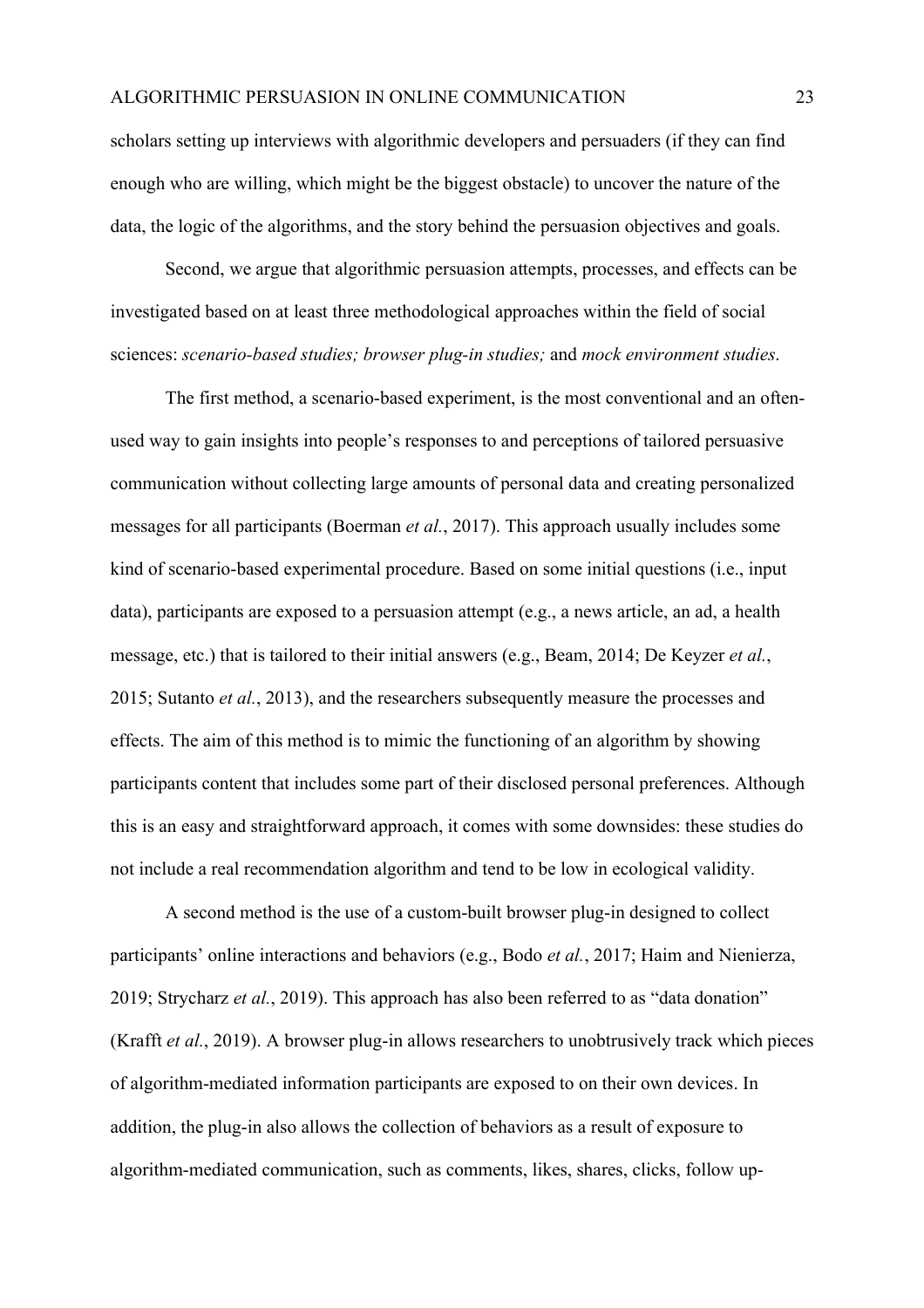scholars setting up interviews with algorithmic developers and persuaders (if they can find enough who are willing, which might be the biggest obstacle) to uncover the nature of the data, the logic of the algorithms, and the story behind the persuasion objectives and goals.

Second, we argue that algorithmic persuasion attempts, processes, and effects can be investigated based on at least three methodological approaches within the field of social sciences: *scenario-based studies; browser plug-in studies;* and *mock environment studies*.

The first method, a scenario-based experiment, is the most conventional and an often-used way to gain insights into people's responses to and perceptions of tailored persuasive communication without collecting large amounts of personal data and creating personalized messages for all participants (Boerman *et al.*, 2017). This approach usually includes some kind of scenario-based experimental procedure. Based on some initial questions (i.e., input data), participants are exposed to a persuasion attempt (e.g., a news article, an ad, a health message, etc.) that is tailored to their initial answers (e.g., Beam, 2014; De Keyzer *et al.*, 2015; Sutanto *et al.*, 2013), and the researchers subsequently measure the processes and effects. The aim of this method is to mimic the functioning of an algorithm by showing participants content that includes some part of their disclosed personal preferences. Although this is an easy and straightforward approach, it comes with some downsides: these studies do not include a real recommendation algorithm and tend to be low in ecological validity.

A second method is the use of a custom-built browser plug-in designed to collect participants' online interactions and behaviors (e.g., Bodo *et al.*, 2017; Haim and Nienierza, 2019; Strycharz *et al.*, 2019). This approach has also been referred to as "data donation" (Krafft *et al.*, 2019). A browser plug-in allows researchers to unobtrusively track which pieces of algorithm-mediated information participants are exposed to on their own devices. In addition, the plug-in also allows the collection of behaviors as a result of exposure to algorithm-mediated communication, such as comments, likes, shares, clicks, follow up-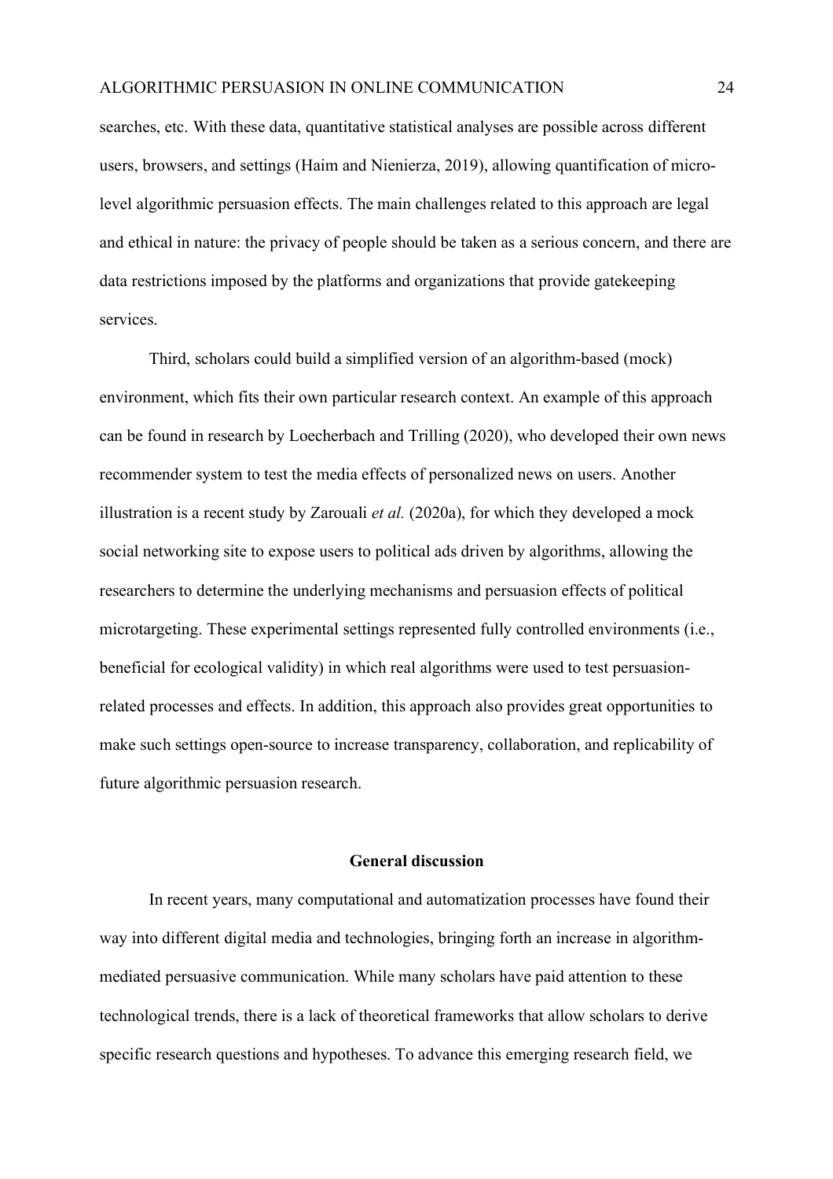searches, etc. With these data, quantitative statistical analyses are possible across different users, browsers, and settings (Haim and Nienierza, 2019), allowing quantification of micro-level algorithmic persuasion effects. The main challenges related to this approach are legal and ethical in nature: the privacy of people should be taken as a serious concern, and there are data restrictions imposed by the platforms and organizations that provide gatekeeping services.

Third, scholars could build a simplified version of an algorithm-based (mock) environment, which fits their own particular research context. An example of this approach can be found in research by Loecherbach and Trilling (2020), who developed their own news recommender system to test the media effects of personalized news on users. Another illustration is a recent study by Zarouali *et al.* (2020a), for which they developed a mock social networking site to expose users to political ads driven by algorithms, allowing the researchers to determine the underlying mechanisms and persuasion effects of political microtargeting. These experimental settings represented fully controlled environments (i.e., beneficial for ecological validity) in which real algorithms were used to test persuasion-related processes and effects. In addition, this approach also provides great opportunities to make such settings open-source to increase transparency, collaboration, and replicability of future algorithmic persuasion research.

## General discussion

In recent years, many computational and automatization processes have found their way into different digital media and technologies, bringing forth an increase in algorithm-mediated persuasive communication. While many scholars have paid attention to these technological trends, there is a lack of theoretical frameworks that allow scholars to derive specific research questions and hypotheses. To advance this emerging research field, we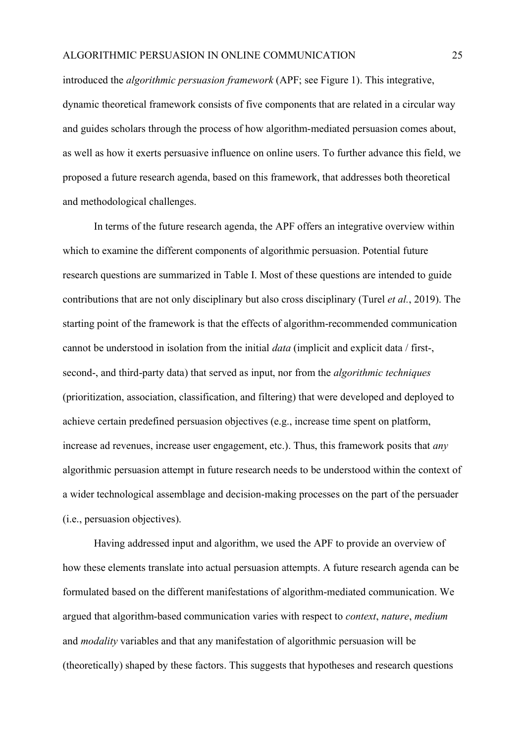introduced the *algorithmic persuasion framework* (APF; see Figure 1). This integrative, dynamic theoretical framework consists of five components that are related in a circular way and guides scholars through the process of how algorithm-mediated persuasion comes about, as well as how it exerts persuasive influence on online users. To further advance this field, we proposed a future research agenda, based on this framework, that addresses both theoretical and methodological challenges.

In terms of the future research agenda, the APF offers an integrative overview within which to examine the different components of algorithmic persuasion. Potential future research questions are summarized in Table I. Most of these questions are intended to guide contributions that are not only disciplinary but also cross disciplinary (Turel *et al.*, 2019). The starting point of the framework is that the effects of algorithm-recommended communication cannot be understood in isolation from the initial *data* (implicit and explicit data / first-, second-, and third-party data) that served as input, nor from the *algorithmic techniques* (prioritization, association, classification, and filtering) that were developed and deployed to achieve certain predefined persuasion objectives (e.g., increase time spent on platform, increase ad revenues, increase user engagement, etc.). Thus, this framework posits that *any* algorithmic persuasion attempt in future research needs to be understood within the context of a wider technological assemblage and decision-making processes on the part of the persuader (i.e., persuasion objectives).

Having addressed input and algorithm, we used the APF to provide an overview of how these elements translate into actual persuasion attempts. A future research agenda can be formulated based on the different manifestations of algorithm-mediated communication. We argued that algorithm-based communication varies with respect to *context*, *nature*, *medium* and *modality* variables and that any manifestation of algorithmic persuasion will be (theoretically) shaped by these factors. This suggests that hypotheses and research questions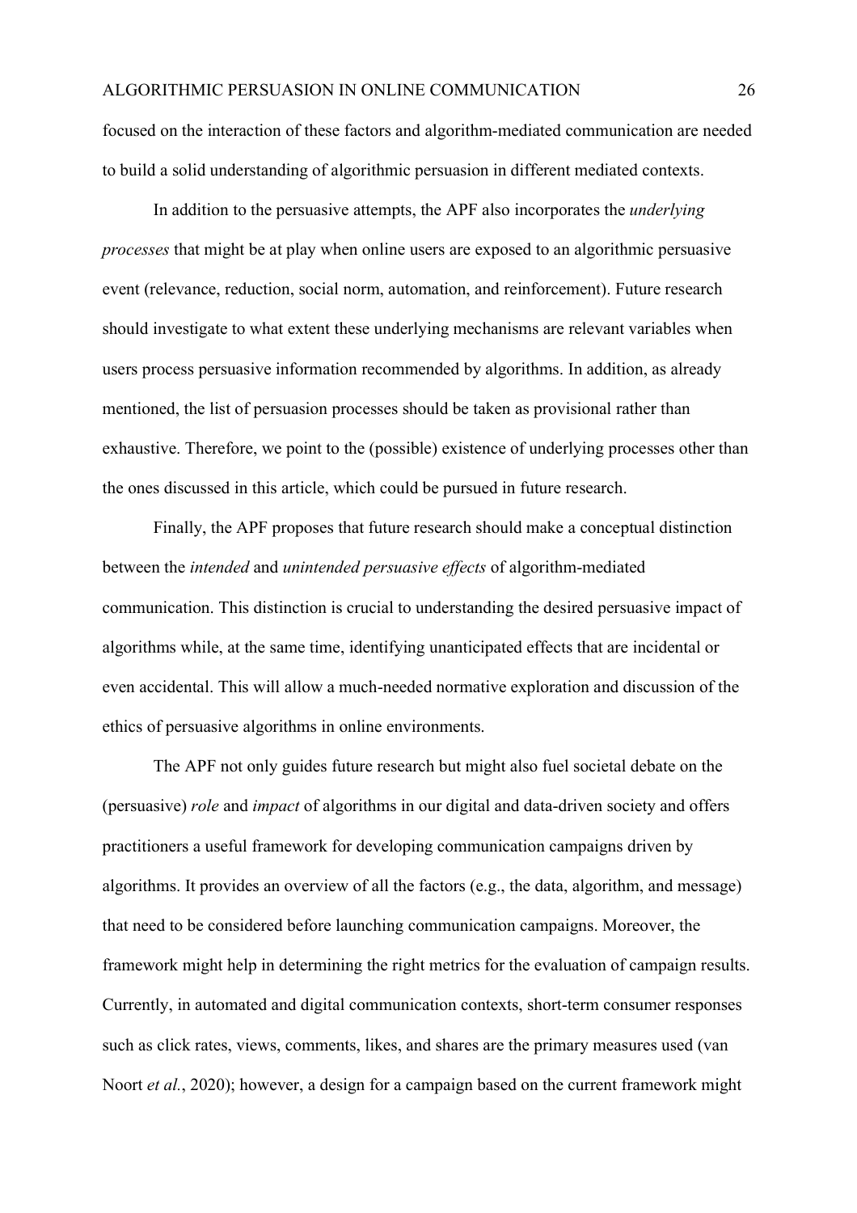focused on the interaction of these factors and algorithm-mediated communication are needed to build a solid understanding of algorithmic persuasion in different mediated contexts.

In addition to the persuasive attempts, the APF also incorporates the *underlying processes* that might be at play when online users are exposed to an algorithmic persuasive event (relevance, reduction, social norm, automation, and reinforcement). Future research should investigate to what extent these underlying mechanisms are relevant variables when users process persuasive information recommended by algorithms. In addition, as already mentioned, the list of persuasion processes should be taken as provisional rather than exhaustive. Therefore, we point to the (possible) existence of underlying processes other than the ones discussed in this article, which could be pursued in future research.

Finally, the APF proposes that future research should make a conceptual distinction between the *intended* and *unintended persuasive effects* of algorithm-mediated communication. This distinction is crucial to understanding the desired persuasive impact of algorithms while, at the same time, identifying unanticipated effects that are incidental or even accidental. This will allow a much-needed normative exploration and discussion of the ethics of persuasive algorithms in online environments.

The APF not only guides future research but might also fuel societal debate on the (persuasive) *role* and *impact* of algorithms in our digital and data-driven society and offers practitioners a useful framework for developing communication campaigns driven by algorithms. It provides an overview of all the factors (e.g., the data, algorithm, and message) that need to be considered before launching communication campaigns. Moreover, the framework might help in determining the right metrics for the evaluation of campaign results. Currently, in automated and digital communication contexts, short-term consumer responses such as click rates, views, comments, likes, and shares are the primary measures used (van Noort *et al.*, 2020); however, a design for a campaign based on the current framework might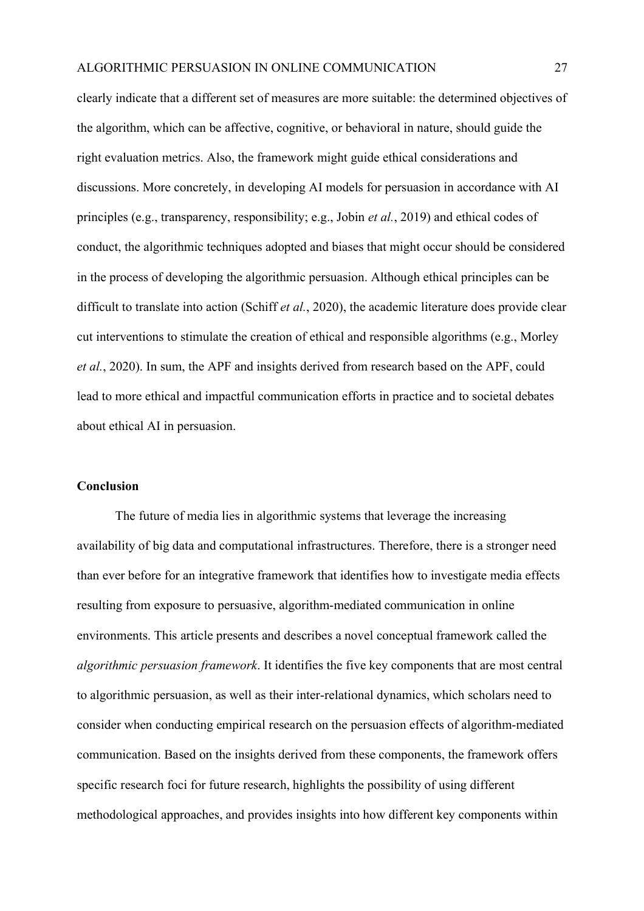clearly indicate that a different set of measures are more suitable: the determined objectives of the algorithm, which can be affective, cognitive, or behavioral in nature, should guide the right evaluation metrics. Also, the framework might guide ethical considerations and discussions. More concretely, in developing AI models for persuasion in accordance with AI principles (e.g., transparency, responsibility; e.g., Jobin *et al.*, 2019) and ethical codes of conduct, the algorithmic techniques adopted and biases that might occur should be considered in the process of developing the algorithmic persuasion. Although ethical principles can be difficult to translate into action (Schiff *et al.*, 2020), the academic literature does provide clear cut interventions to stimulate the creation of ethical and responsible algorithms (e.g., Morley *et al.*, 2020). In sum, the APF and insights derived from research based on the APF, could lead to more ethical and impactful communication efforts in practice and to societal debates about ethical AI in persuasion.

## Conclusion

The future of media lies in algorithmic systems that leverage the increasing availability of big data and computational infrastructures. Therefore, there is a stronger need than ever before for an integrative framework that identifies how to investigate media effects resulting from exposure to persuasive, algorithm-mediated communication in online environments. This article presents and describes a novel conceptual framework called the *algorithmic persuasion framework*. It identifies the five key components that are most central to algorithmic persuasion, as well as their inter-relational dynamics, which scholars need to consider when conducting empirical research on the persuasion effects of algorithm-mediated communication. Based on the insights derived from these components, the framework offers specific research foci for future research, highlights the possibility of using different methodological approaches, and provides insights into how different key components within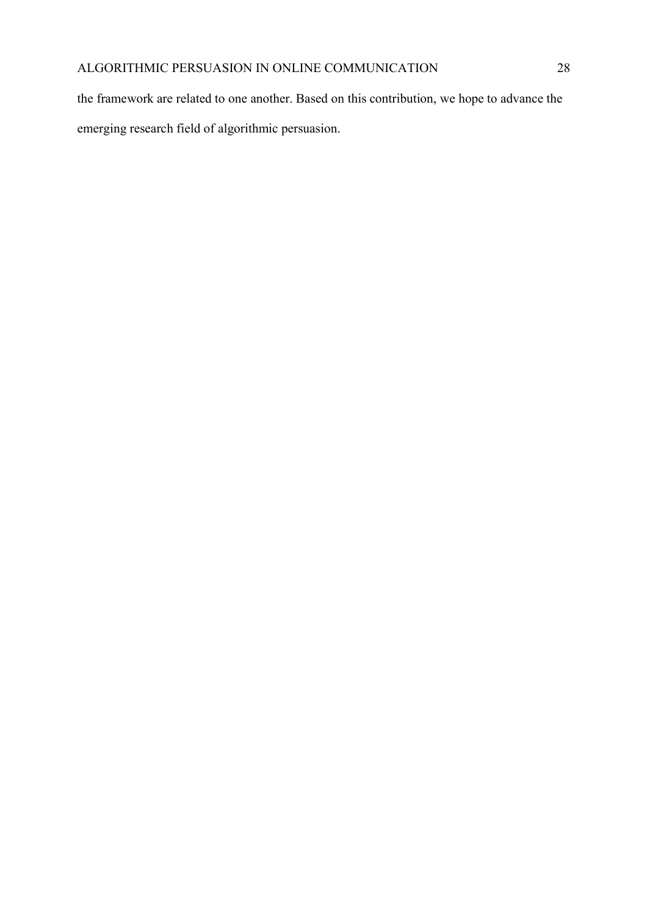the framework are related to one another. Based on this contribution, we hope to advance the emerging research field of algorithmic persuasion.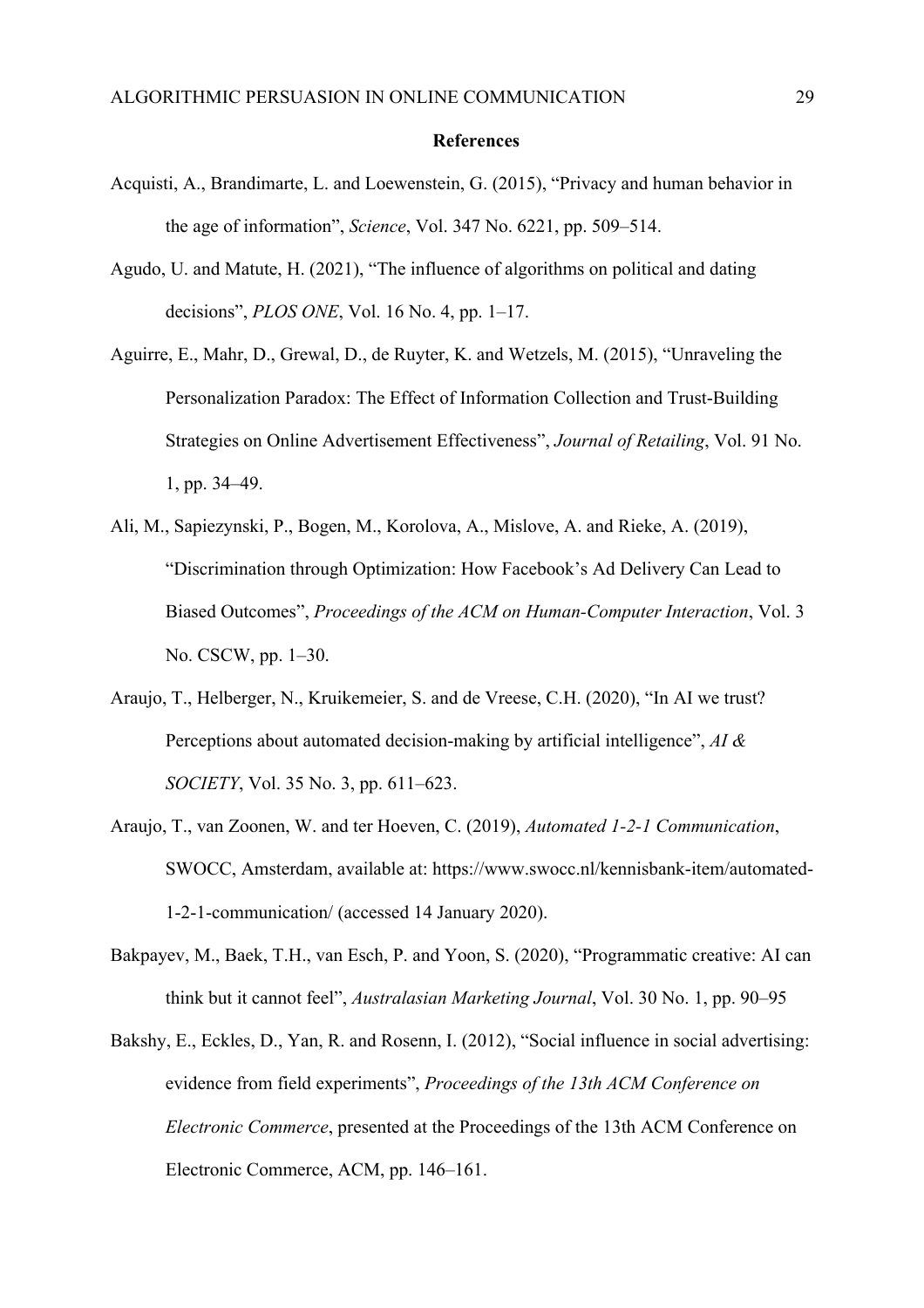# References

Acquisti, A., Brandimarte, L. and Loewenstein, G. (2015), "Privacy and human behavior in the age of information", *Science*, Vol. 347 No. 6221, pp. 509–514.

Agudo, U. and Matute, H. (2021), "The influence of algorithms on political and dating decisions", *PLOS ONE*, Vol. 16 No. 4, pp. 1–17.

Aguirre, E., Mahr, D., Grewal, D., de Ruyter, K. and Wetzels, M. (2015), "Unraveling the Personalization Paradox: The Effect of Information Collection and Trust-Building Strategies on Online Advertisement Effectiveness", *Journal of Retailing*, Vol. 91 No. 1, pp. 34–49.

Ali, M., Sapiezynski, P., Bogen, M., Korolova, A., Mislove, A. and Rieke, A. (2019), "Discrimination through Optimization: How Facebook's Ad Delivery Can Lead to Biased Outcomes", *Proceedings of the ACM on Human-Computer Interaction*, Vol. 3 No. CSCW, pp. 1–30.

Araujo, T., Helberger, N., Kruikemeier, S. and de Vreese, C.H. (2020), "In AI we trust? Perceptions about automated decision-making by artificial intelligence", *AI & SOCIETY*, Vol. 35 No. 3, pp. 611–623.

Araujo, T., van Zoonen, W. and ter Hoeven, C. (2019), *Automated 1-2-1 Communication*, SWOCC, Amsterdam, available at: https://www.swocc.nl/kennisbank-item/automated-1-2-1-communication/ (accessed 14 January 2020).

Bakpayev, M., Baek, T.H., van Esch, P. and Yoon, S. (2020), "Programmatic creative: AI can think but it cannot feel", *Australasian Marketing Journal*, Vol. 30 No. 1, pp. 90–95

Bakshy, E., Eckles, D., Yan, R. and Rosenn, I. (2012), "Social influence in social advertising: evidence from field experiments", *Proceedings of the 13th ACM Conference on Electronic Commerce*, presented at the Proceedings of the 13th ACM Conference on Electronic Commerce, ACM, pp. 146–161.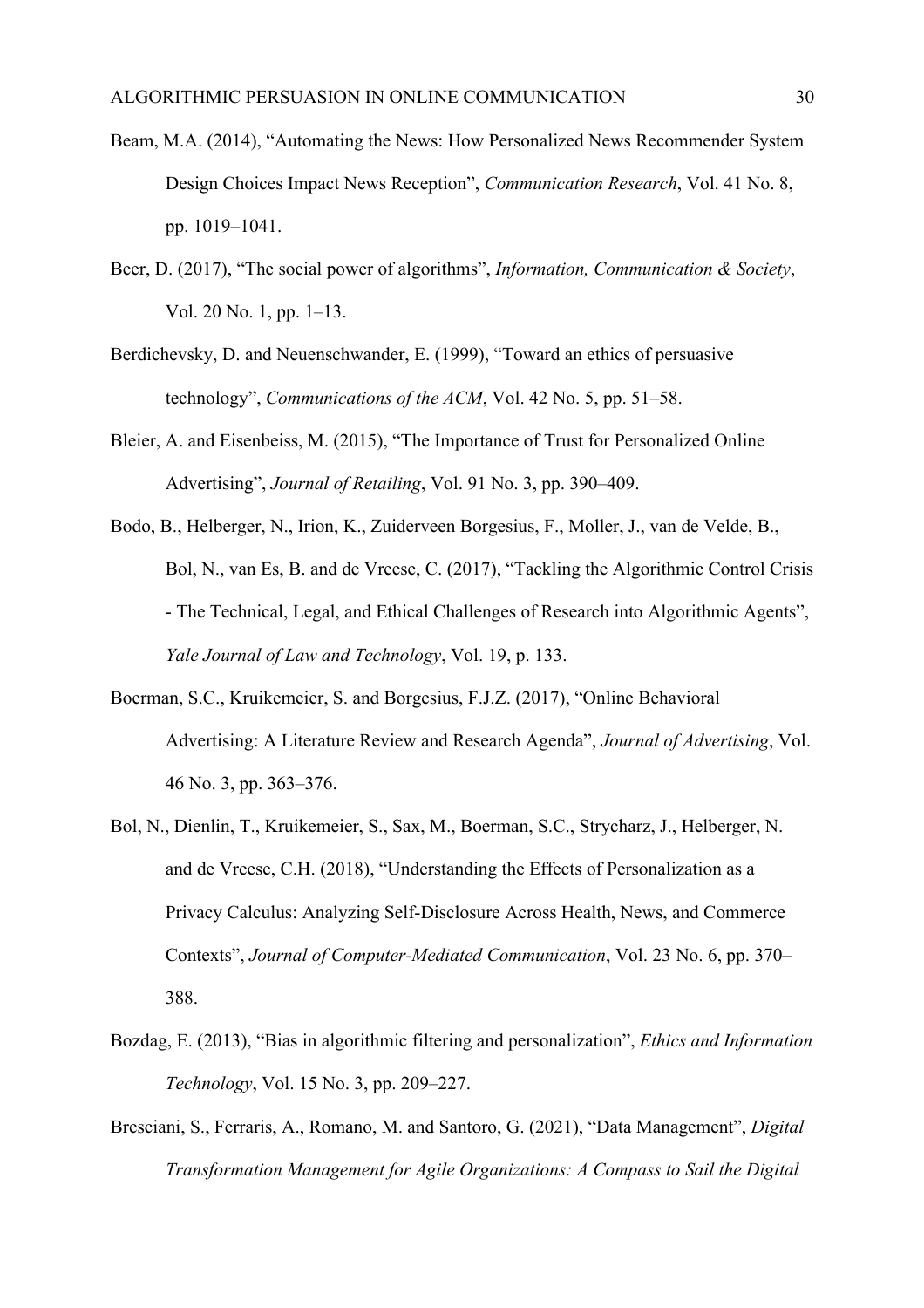Beam, M.A. (2014), “Automating the News: How Personalized News Recommender System Design Choices Impact News Reception”, *Communication Research*, Vol. 41 No. 8, pp. 1019–1041.

Beer, D. (2017), “The social power of algorithms”, *Information, Communication & Society*, Vol. 20 No. 1, pp. 1–13.

Berdichevsky, D. and Neuenschwander, E. (1999), “Toward an ethics of persuasive technology”, *Communications of the ACM*, Vol. 42 No. 5, pp. 51–58.

Bleier, A. and Eisenbeiss, M. (2015), “The Importance of Trust for Personalized Online Advertising”, *Journal of Retailing*, Vol. 91 No. 3, pp. 390–409.

Bodo, B., Helberger, N., Irion, K., Zuiderveen Borgesius, F., Moller, J., van de Velde, B., Bol, N., van Es, B. and de Vreese, C. (2017), “Tackling the Algorithmic Control Crisis - The Technical, Legal, and Ethical Challenges of Research into Algorithmic Agents”, *Yale Journal of Law and Technology*, Vol. 19, p. 133.

Boerman, S.C., Kruikemeier, S. and Borgesius, F.J.Z. (2017), “Online Behavioral Advertising: A Literature Review and Research Agenda”, *Journal of Advertising*, Vol. 46 No. 3, pp. 363–376.

Bol, N., Dienlin, T., Kruikemeier, S., Sax, M., Boerman, S.C., Strycharz, J., Helberger, N. and de Vreese, C.H. (2018), “Understanding the Effects of Personalization as a Privacy Calculus: Analyzing Self-Disclosure Across Health, News, and Commerce Contexts”, *Journal of Computer-Mediated Communication*, Vol. 23 No. 6, pp. 370–388.

Bozdag, E. (2013), “Bias in algorithmic filtering and personalization”, *Ethics and Information Technology*, Vol. 15 No. 3, pp. 209–227.

Bresciani, S., Ferraris, A., Romano, M. and Santoro, G. (2021), “Data Management”, *Digital Transformation Management for Agile Organizations: A Compass to Sail the Digital*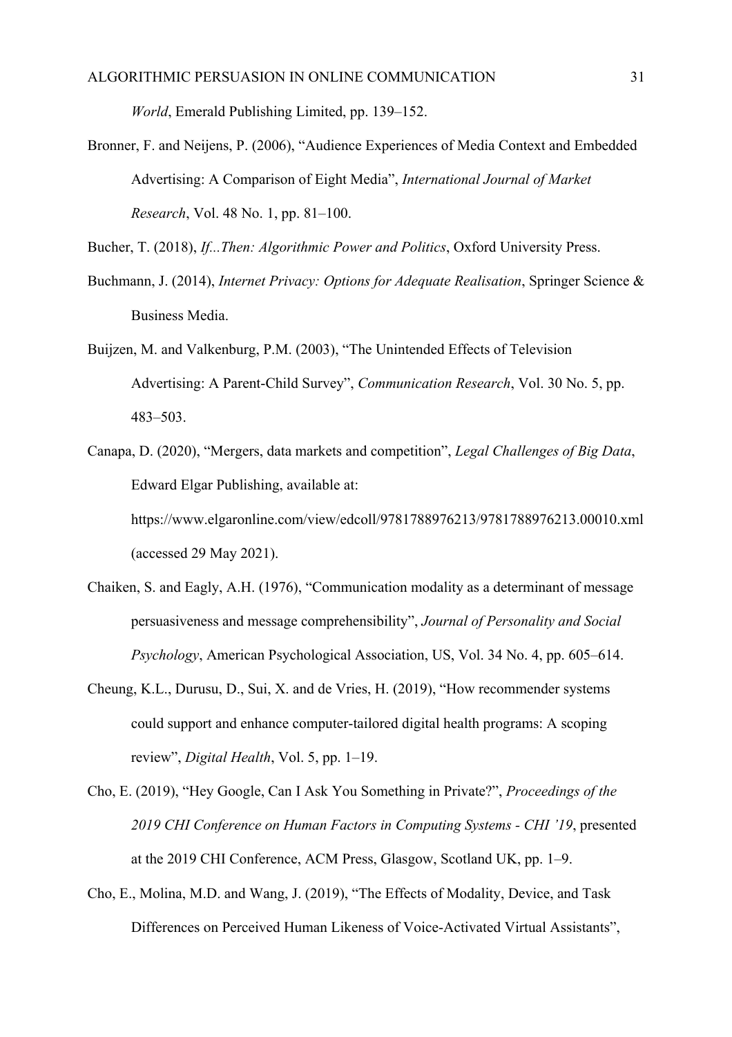*World*, Emerald Publishing Limited, pp. 139–152.

Bronner, F. and Neijens, P. (2006), "Audience Experiences of Media Context and Embedded Advertising: A Comparison of Eight Media", *International Journal of Market Research*, Vol. 48 No. 1, pp. 81–100.

Bucher, T. (2018), *If...Then: Algorithmic Power and Politics*, Oxford University Press.

Buchmann, J. (2014), *Internet Privacy: Options for Adequate Realisation*, Springer Science & Business Media.

Buijzen, M. and Valkenburg, P.M. (2003), "The Unintended Effects of Television Advertising: A Parent-Child Survey", *Communication Research*, Vol. 30 No. 5, pp. 483–503.

Canapa, D. (2020), "Mergers, data markets and competition", *Legal Challenges of Big Data*, Edward Elgar Publishing, available at: https://www.elgaronline.com/view/edcoll/9781788976213/9781788976213.00010.xml (accessed 29 May 2021).

Chaiken, S. and Eagly, A.H. (1976), "Communication modality as a determinant of message persuasiveness and message comprehensibility", *Journal of Personality and Social Psychology*, American Psychological Association, US, Vol. 34 No. 4, pp. 605–614.

Cheung, K.L., Durusu, D., Sui, X. and de Vries, H. (2019), "How recommender systems could support and enhance computer-tailored digital health programs: A scoping review", *Digital Health*, Vol. 5, pp. 1–19.

Cho, E. (2019), "Hey Google, Can I Ask You Something in Private?", *Proceedings of the 2019 CHI Conference on Human Factors in Computing Systems - CHI '19*, presented at the 2019 CHI Conference, ACM Press, Glasgow, Scotland UK, pp. 1–9.

Cho, E., Molina, M.D. and Wang, J. (2019), "The Effects of Modality, Device, and Task Differences on Perceived Human Likeness of Voice-Activated Virtual Assistants",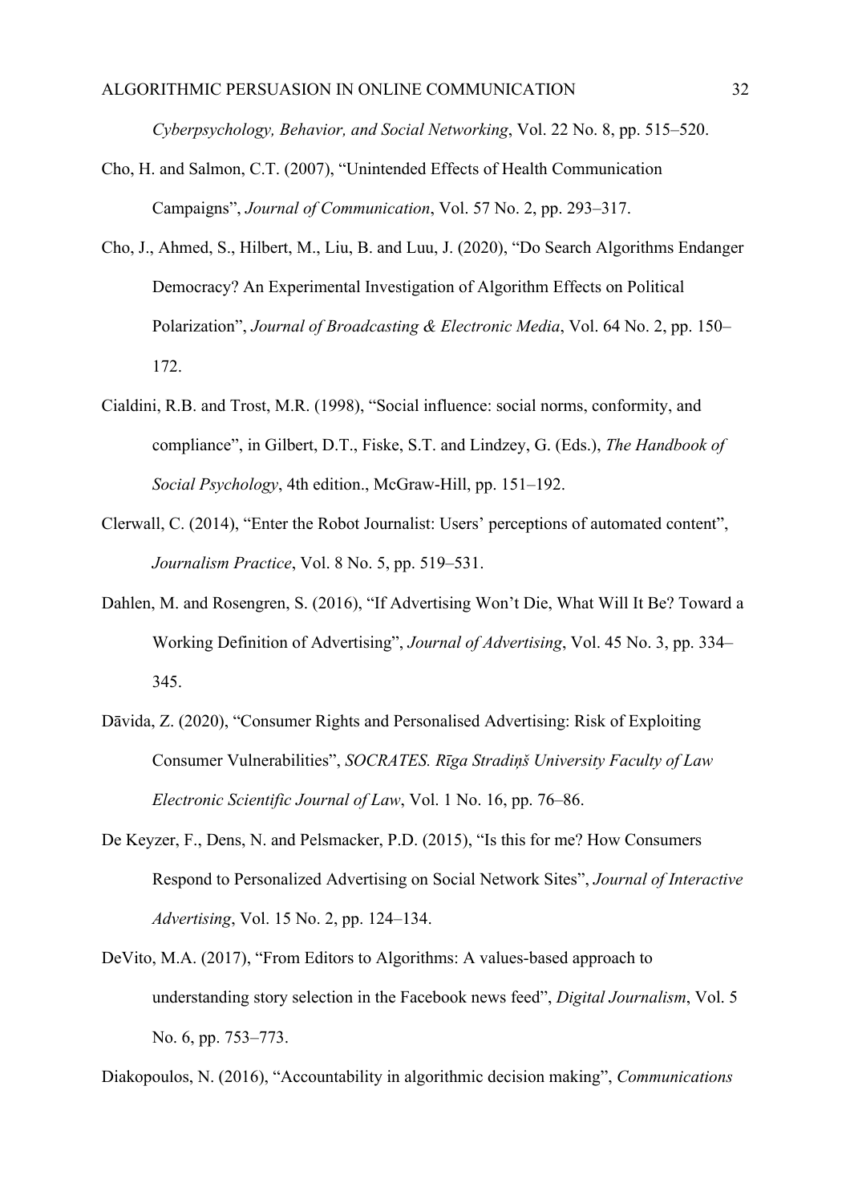*Cyberpsychology, Behavior, and Social Networking*, Vol. 22 No. 8, pp. 515–520.

Cho, H. and Salmon, C.T. (2007), “Unintended Effects of Health Communication Campaigns”, *Journal of Communication*, Vol. 57 No. 2, pp. 293–317.

Cho, J., Ahmed, S., Hilbert, M., Liu, B. and Luu, J. (2020), “Do Search Algorithms Endanger Democracy? An Experimental Investigation of Algorithm Effects on Political Polarization”, *Journal of Broadcasting & Electronic Media*, Vol. 64 No. 2, pp. 150–172.

Cialdini, R.B. and Trost, M.R. (1998), “Social influence: social norms, conformity, and compliance”, in Gilbert, D.T., Fiske, S.T. and Lindzey, G. (Eds.), *The Handbook of Social Psychology*, 4th edition., McGraw-Hill, pp. 151–192.

Clerwall, C. (2014), “Enter the Robot Journalist: Users’ perceptions of automated content”, *Journalism Practice*, Vol. 8 No. 5, pp. 519–531.

Dahlen, M. and Rosengren, S. (2016), “If Advertising Won’t Die, What Will It Be? Toward a Working Definition of Advertising”, *Journal of Advertising*, Vol. 45 No. 3, pp. 334–345.

Dāvida, Z. (2020), “Consumer Rights and Personalised Advertising: Risk of Exploiting Consumer Vulnerabilities”, *SOCRATES. Rīga Stradiņš University Faculty of Law Electronic Scientific Journal of Law*, Vol. 1 No. 16, pp. 76–86.

De Keyzer, F., Dens, N. and Pelsmacker, P.D. (2015), “Is this for me? How Consumers Respond to Personalized Advertising on Social Network Sites”, *Journal of Interactive Advertising*, Vol. 15 No. 2, pp. 124–134.

DeVito, M.A. (2017), “From Editors to Algorithms: A values-based approach to understanding story selection in the Facebook news feed”, *Digital Journalism*, Vol. 5 No. 6, pp. 753–773.

Diakopoulos, N. (2016), “Accountability in algorithmic decision making”, *Communications*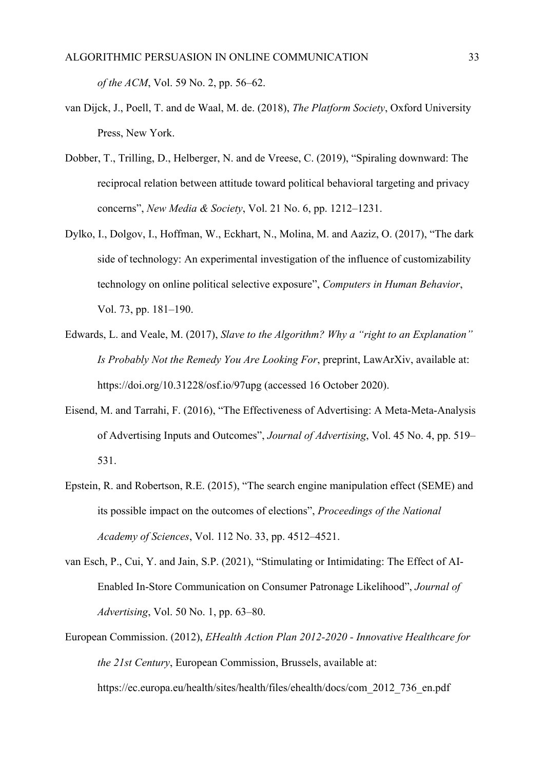*of the ACM*, Vol. 59 No. 2, pp. 56–62.

van Dijck, J., Poell, T. and de Waal, M. de. (2018), *The Platform Society*, Oxford University Press, New York.

Dobber, T., Trilling, D., Helberger, N. and de Vreese, C. (2019), "Spiraling downward: The reciprocal relation between attitude toward political behavioral targeting and privacy concerns", *New Media & Society*, Vol. 21 No. 6, pp. 1212–1231.

Dylko, I., Dolgov, I., Hoffman, W., Eckhart, N., Molina, M. and Aaziz, O. (2017), "The dark side of technology: An experimental investigation of the influence of customizability technology on online political selective exposure", *Computers in Human Behavior*, Vol. 73, pp. 181–190.

Edwards, L. and Veale, M. (2017), *Slave to the Algorithm? Why a "right to an Explanation" Is Probably Not the Remedy You Are Looking For*, preprint, LawArXiv, available at: https://doi.org/10.31228/osf.io/97upg (accessed 16 October 2020).

Eisend, M. and Tarrahi, F. (2016), "The Effectiveness of Advertising: A Meta-Meta-Analysis of Advertising Inputs and Outcomes", *Journal of Advertising*, Vol. 45 No. 4, pp. 519–531.

Epstein, R. and Robertson, R.E. (2015), "The search engine manipulation effect (SEME) and its possible impact on the outcomes of elections", *Proceedings of the National Academy of Sciences*, Vol. 112 No. 33, pp. 4512–4521.

van Esch, P., Cui, Y. and Jain, S.P. (2021), "Stimulating or Intimidating: The Effect of AI-Enabled In-Store Communication on Consumer Patronage Likelihood", *Journal of Advertising*, Vol. 50 No. 1, pp. 63–80.

European Commission. (2012), *EHealth Action Plan 2012-2020 - Innovative Healthcare for the 21st Century*, European Commission, Brussels, available at: https://ec.europa.eu/health/sites/health/files/ehealth/docs/com_2012_736_en.pdf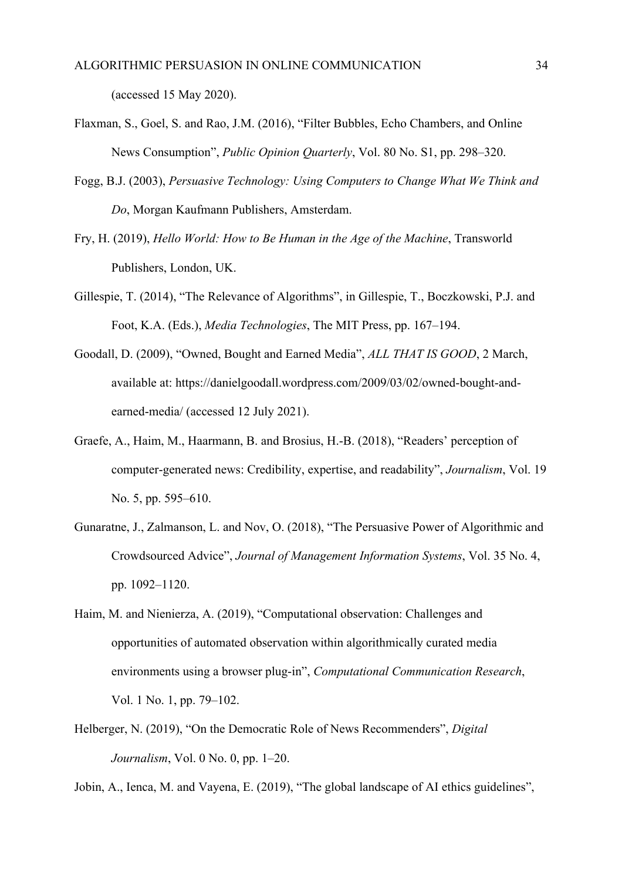(accessed 15 May 2020).

Flaxman, S., Goel, S. and Rao, J.M. (2016), “Filter Bubbles, Echo Chambers, and Online News Consumption”, *Public Opinion Quarterly*, Vol. 80 No. S1, pp. 298–320.

Fogg, B.J. (2003), *Persuasive Technology: Using Computers to Change What We Think and Do*, Morgan Kaufmann Publishers, Amsterdam.

Fry, H. (2019), *Hello World: How to Be Human in the Age of the Machine*, Transworld Publishers, London, UK.

Gillespie, T. (2014), “The Relevance of Algorithms”, in Gillespie, T., Boczkowski, P.J. and Foot, K.A. (Eds.), *Media Technologies*, The MIT Press, pp. 167–194.

Goodall, D. (2009), “Owned, Bought and Earned Media”, *ALL THAT IS GOOD*, 2 March, available at: https://danielgoodall.wordpress.com/2009/03/02/owned-bought-and-earned-media/ (accessed 12 July 2021).

Graefe, A., Haim, M., Haarmann, B. and Brosius, H.-B. (2018), “Readers’ perception of computer-generated news: Credibility, expertise, and readability”, *Journalism*, Vol. 19 No. 5, pp. 595–610.

Gunaratne, J., Zalmanson, L. and Nov, O. (2018), “The Persuasive Power of Algorithmic and Crowdsourced Advice”, *Journal of Management Information Systems*, Vol. 35 No. 4, pp. 1092–1120.

Haim, M. and Nienierza, A. (2019), “Computational observation: Challenges and opportunities of automated observation within algorithmically curated media environments using a browser plug-in”, *Computational Communication Research*, Vol. 1 No. 1, pp. 79–102.

Helberger, N. (2019), “On the Democratic Role of News Recommenders”, *Digital Journalism*, Vol. 0 No. 0, pp. 1–20.

Jobin, A., Ienca, M. and Vayena, E. (2019), “The global landscape of AI ethics guidelines”,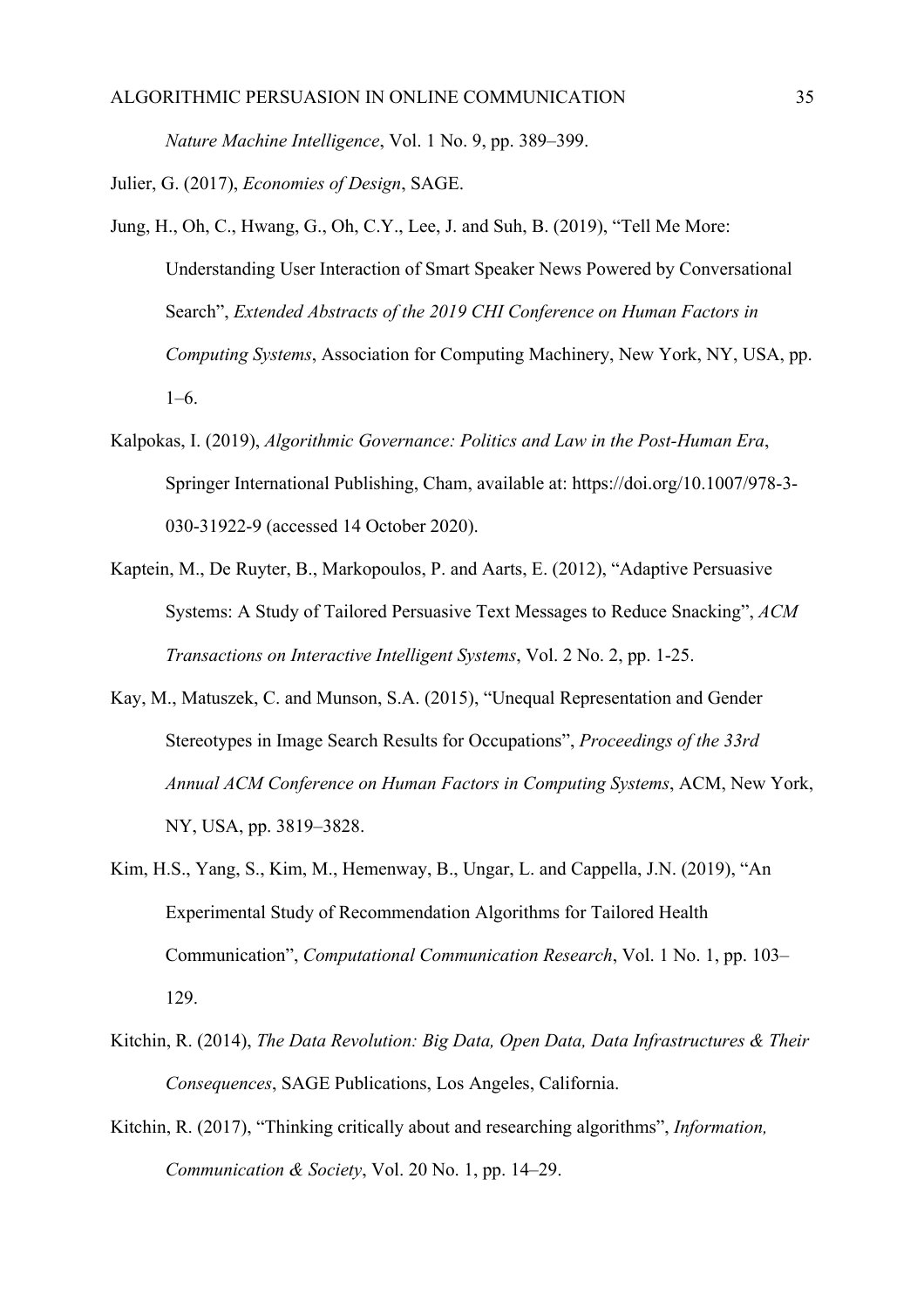*Nature Machine Intelligence*, Vol. 1 No. 9, pp. 389–399.

Julier, G. (2017), *Economies of Design*, SAGE.

Jung, H., Oh, C., Hwang, G., Oh, C.Y., Lee, J. and Suh, B. (2019), "Tell Me More: Understanding User Interaction of Smart Speaker News Powered by Conversational Search", *Extended Abstracts of the 2019 CHI Conference on Human Factors in Computing Systems*, Association for Computing Machinery, New York, NY, USA, pp. 1–6.

Kalpokas, I. (2019), *Algorithmic Governance: Politics and Law in the Post-Human Era*, Springer International Publishing, Cham, available at: https://doi.org/10.1007/978-3-030-31922-9 (accessed 14 October 2020).

Kaptein, M., De Ruyter, B., Markopoulos, P. and Aarts, E. (2012), "Adaptive Persuasive Systems: A Study of Tailored Persuasive Text Messages to Reduce Snacking", *ACM Transactions on Interactive Intelligent Systems*, Vol. 2 No. 2, pp. 1-25.

Kay, M., Matuszek, C. and Munson, S.A. (2015), "Unequal Representation and Gender Stereotypes in Image Search Results for Occupations", *Proceedings of the 33rd Annual ACM Conference on Human Factors in Computing Systems*, ACM, New York, NY, USA, pp. 3819–3828.

Kim, H.S., Yang, S., Kim, M., Hemenway, B., Ungar, L. and Cappella, J.N. (2019), "An Experimental Study of Recommendation Algorithms for Tailored Health Communication", *Computational Communication Research*, Vol. 1 No. 1, pp. 103–129.

Kitchin, R. (2014), *The Data Revolution: Big Data, Open Data, Data Infrastructures & Their Consequences*, SAGE Publications, Los Angeles, California.

Kitchin, R. (2017), "Thinking critically about and researching algorithms", *Information, Communication & Society*, Vol. 20 No. 1, pp. 14–29.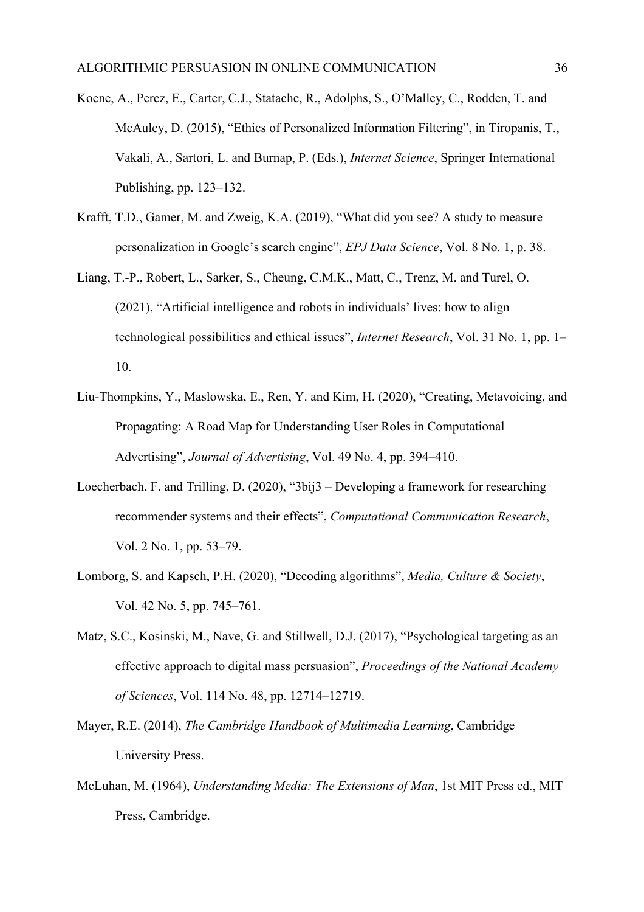Koene, A., Perez, E., Carter, C.J., Statache, R., Adolphs, S., O'Malley, C., Rodden, T. and McAuley, D. (2015), "Ethics of Personalized Information Filtering", in Tiropanis, T., Vakali, A., Sartori, L. and Burnap, P. (Eds.), *Internet Science*, Springer International Publishing, pp. 123–132.

Krafft, T.D., Gamer, M. and Zweig, K.A. (2019), "What did you see? A study to measure personalization in Google's search engine", *EPJ Data Science*, Vol. 8 No. 1, p. 38.

Liang, T.-P., Robert, L., Sarker, S., Cheung, C.M.K., Matt, C., Trenz, M. and Turel, O. (2021), "Artificial intelligence and robots in individuals' lives: how to align technological possibilities and ethical issues", *Internet Research*, Vol. 31 No. 1, pp. 1–10.

Liu-Thompkins, Y., Maslowska, E., Ren, Y. and Kim, H. (2020), "Creating, Metavoicing, and Propagating: A Road Map for Understanding User Roles in Computational Advertising", *Journal of Advertising*, Vol. 49 No. 4, pp. 394–410.

Loecherbach, F. and Trilling, D. (2020), "3bij3 – Developing a framework for researching recommender systems and their effects", *Computational Communication Research*, Vol. 2 No. 1, pp. 53–79.

Lomborg, S. and Kapsch, P.H. (2020), "Decoding algorithms", *Media, Culture & Society*, Vol. 42 No. 5, pp. 745–761.

Matz, S.C., Kosinski, M., Nave, G. and Stillwell, D.J. (2017), "Psychological targeting as an effective approach to digital mass persuasion", *Proceedings of the National Academy of Sciences*, Vol. 114 No. 48, pp. 12714–12719.

Mayer, R.E. (2014), *The Cambridge Handbook of Multimedia Learning*, Cambridge University Press.

McLuhan, M. (1964), *Understanding Media: The Extensions of Man*, 1st MIT Press ed., MIT Press, Cambridge.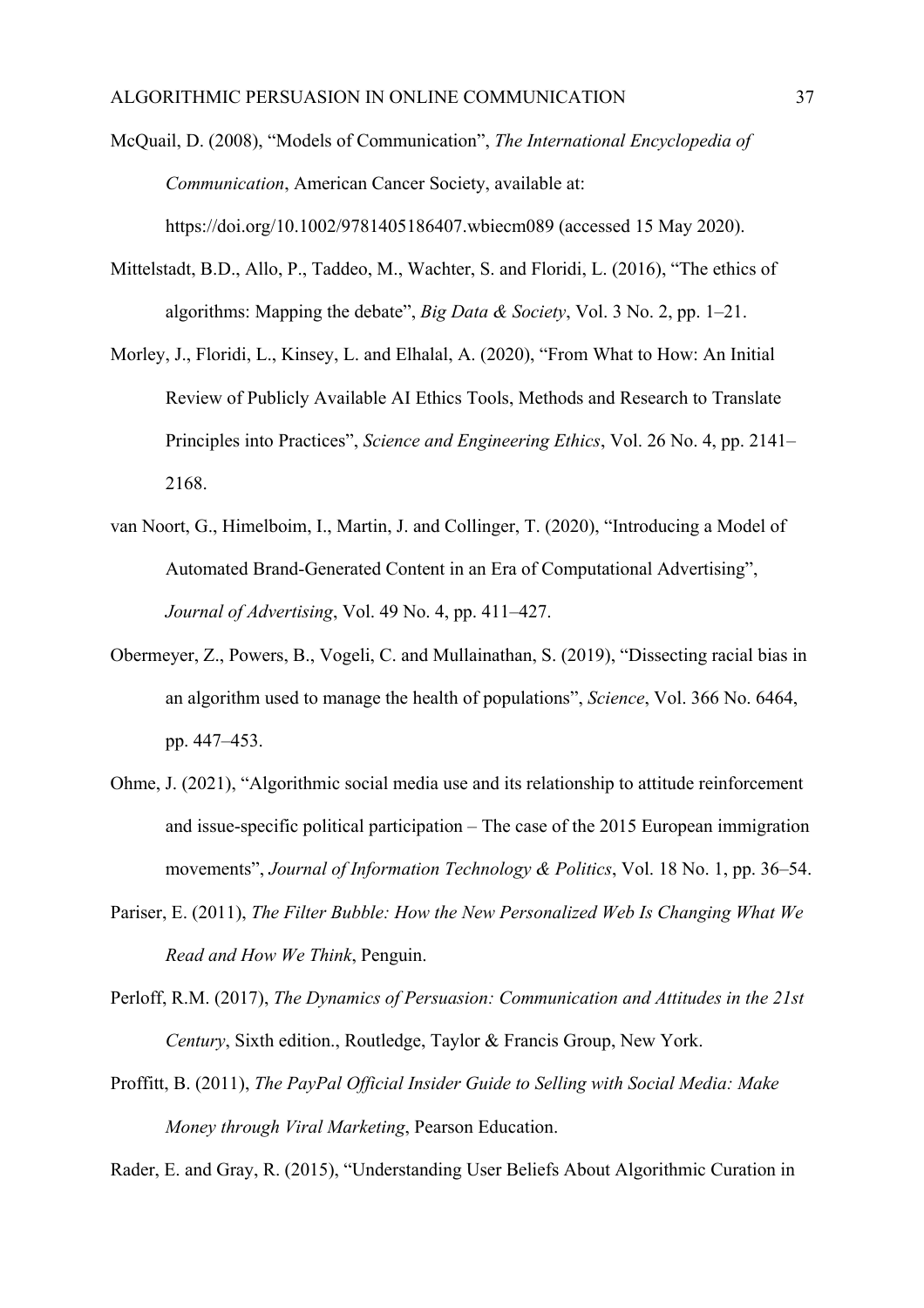McQuail, D. (2008), "Models of Communication", *The International Encyclopedia of Communication*, American Cancer Society, available at: https://doi.org/10.1002/9781405186407.wbiecm089 (accessed 15 May 2020).

Mittelstadt, B.D., Allo, P., Taddeo, M., Wachter, S. and Floridi, L. (2016), "The ethics of algorithms: Mapping the debate", *Big Data & Society*, Vol. 3 No. 2, pp. 1–21.

Morley, J., Floridi, L., Kinsey, L. and Elhalal, A. (2020), "From What to How: An Initial Review of Publicly Available AI Ethics Tools, Methods and Research to Translate Principles into Practices", *Science and Engineering Ethics*, Vol. 26 No. 4, pp. 2141–2168.

van Noort, G., Himelboim, I., Martin, J. and Collinger, T. (2020), "Introducing a Model of Automated Brand-Generated Content in an Era of Computational Advertising", *Journal of Advertising*, Vol. 49 No. 4, pp. 411–427.

Obermeyer, Z., Powers, B., Vogeli, C. and Mullainathan, S. (2019), "Dissecting racial bias in an algorithm used to manage the health of populations", *Science*, Vol. 366 No. 6464, pp. 447–453.

Ohme, J. (2021), "Algorithmic social media use and its relationship to attitude reinforcement and issue-specific political participation – The case of the 2015 European immigration movements", *Journal of Information Technology & Politics*, Vol. 18 No. 1, pp. 36–54.

Pariser, E. (2011), *The Filter Bubble: How the New Personalized Web Is Changing What We Read and How We Think*, Penguin.

Perloff, R.M. (2017), *The Dynamics of Persuasion: Communication and Attitudes in the 21st Century*, Sixth edition., Routledge, Taylor & Francis Group, New York.

Proffitt, B. (2011), *The PayPal Official Insider Guide to Selling with Social Media: Make Money through Viral Marketing*, Pearson Education.

Rader, E. and Gray, R. (2015), "Understanding User Beliefs About Algorithmic Curation in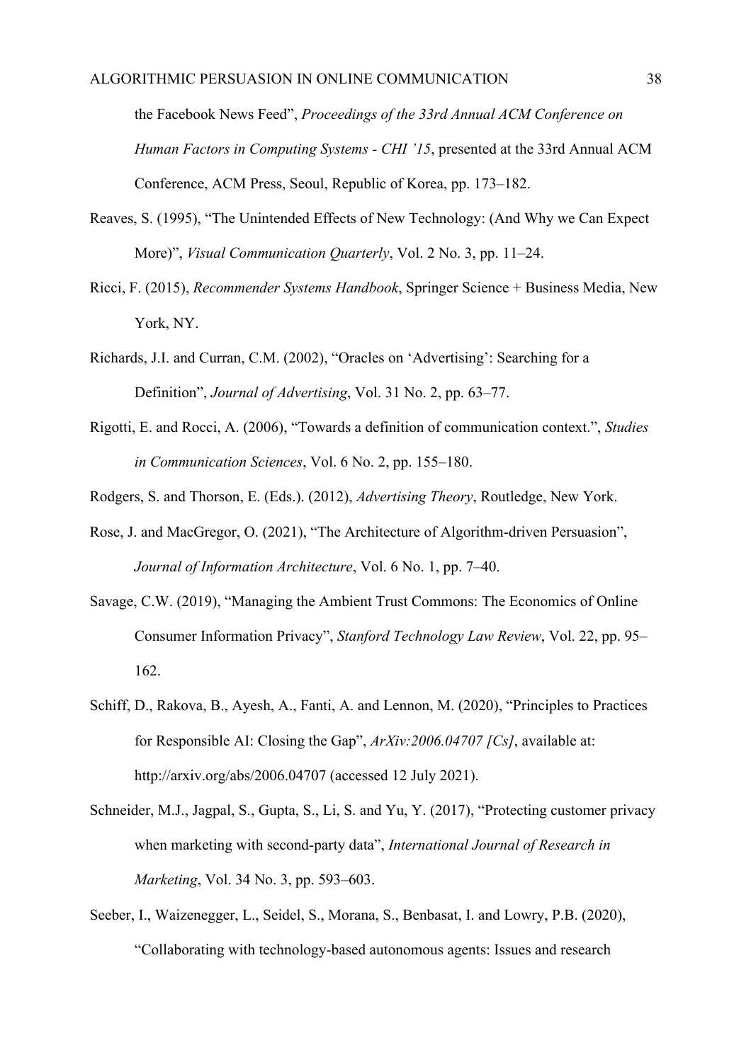the Facebook News Feed", *Proceedings of the 33rd Annual ACM Conference on Human Factors in Computing Systems - CHI '15*, presented at the 33rd Annual ACM Conference, ACM Press, Seoul, Republic of Korea, pp. 173–182.

Reaves, S. (1995), "The Unintended Effects of New Technology: (And Why we Can Expect More)", *Visual Communication Quarterly*, Vol. 2 No. 3, pp. 11–24.

Ricci, F. (2015), *Recommender Systems Handbook*, Springer Science + Business Media, New York, NY.

Richards, J.I. and Curran, C.M. (2002), "Oracles on 'Advertising': Searching for a Definition", *Journal of Advertising*, Vol. 31 No. 2, pp. 63–77.

Rigotti, E. and Rocci, A. (2006), "Towards a definition of communication context.", *Studies in Communication Sciences*, Vol. 6 No. 2, pp. 155–180.

Rodgers, S. and Thorson, E. (Eds.). (2012), *Advertising Theory*, Routledge, New York.

Rose, J. and MacGregor, O. (2021), "The Architecture of Algorithm-driven Persuasion", *Journal of Information Architecture*, Vol. 6 No. 1, pp. 7–40.

Savage, C.W. (2019), "Managing the Ambient Trust Commons: The Economics of Online Consumer Information Privacy", *Stanford Technology Law Review*, Vol. 22, pp. 95–162.

Schiff, D., Rakova, B., Ayesh, A., Fanti, A. and Lennon, M. (2020), "Principles to Practices for Responsible AI: Closing the Gap", *ArXiv:2006.04707 [Cs]*, available at: http://arxiv.org/abs/2006.04707 (accessed 12 July 2021).

Schneider, M.J., Jagpal, S., Gupta, S., Li, S. and Yu, Y. (2017), "Protecting customer privacy when marketing with second-party data", *International Journal of Research in Marketing*, Vol. 34 No. 3, pp. 593–603.

Seeber, I., Waizenegger, L., Seidel, S., Morana, S., Benbasat, I. and Lowry, P.B. (2020), "Collaborating with technology-based autonomous agents: Issues and research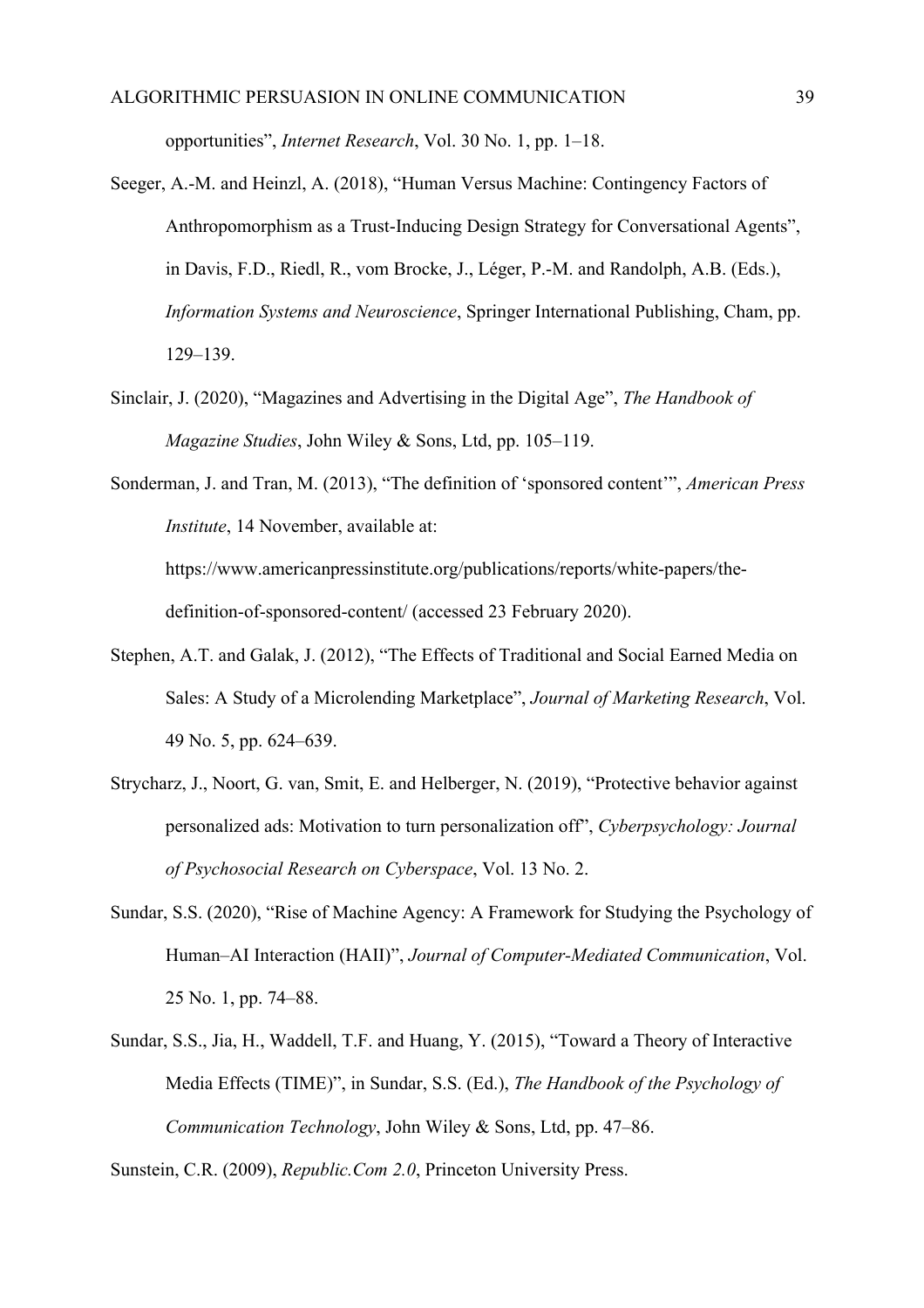opportunities", *Internet Research*, Vol. 30 No. 1, pp. 1–18.

Seeger, A.-M. and Heinzl, A. (2018), "Human Versus Machine: Contingency Factors of Anthropomorphism as a Trust-Inducing Design Strategy for Conversational Agents", in Davis, F.D., Riedl, R., vom Brocke, J., Léger, P.-M. and Randolph, A.B. (Eds.), *Information Systems and Neuroscience*, Springer International Publishing, Cham, pp. 129–139.

Sinclair, J. (2020), "Magazines and Advertising in the Digital Age", *The Handbook of Magazine Studies*, John Wiley & Sons, Ltd, pp. 105–119.

Sonderman, J. and Tran, M. (2013), "The definition of 'sponsored content'", *American Press Institute*, 14 November, available at: https://www.americanpressinstitute.org/publications/reports/white-papers/the-definition-of-sponsored-content/ (accessed 23 February 2020).

Stephen, A.T. and Galak, J. (2012), "The Effects of Traditional and Social Earned Media on Sales: A Study of a Microlending Marketplace", *Journal of Marketing Research*, Vol. 49 No. 5, pp. 624–639.

Strycharz, J., Noort, G. van, Smit, E. and Helberger, N. (2019), "Protective behavior against personalized ads: Motivation to turn personalization off", *Cyberpsychology: Journal of Psychosocial Research on Cyberspace*, Vol. 13 No. 2.

Sundar, S.S. (2020), "Rise of Machine Agency: A Framework for Studying the Psychology of Human–AI Interaction (HAII)", *Journal of Computer-Mediated Communication*, Vol. 25 No. 1, pp. 74–88.

Sundar, S.S., Jia, H., Waddell, T.F. and Huang, Y. (2015), "Toward a Theory of Interactive Media Effects (TIME)", in Sundar, S.S. (Ed.), *The Handbook of the Psychology of Communication Technology*, John Wiley & Sons, Ltd, pp. 47–86.

Sunstein, C.R. (2009), *Republic.Com 2.0*, Princeton University Press.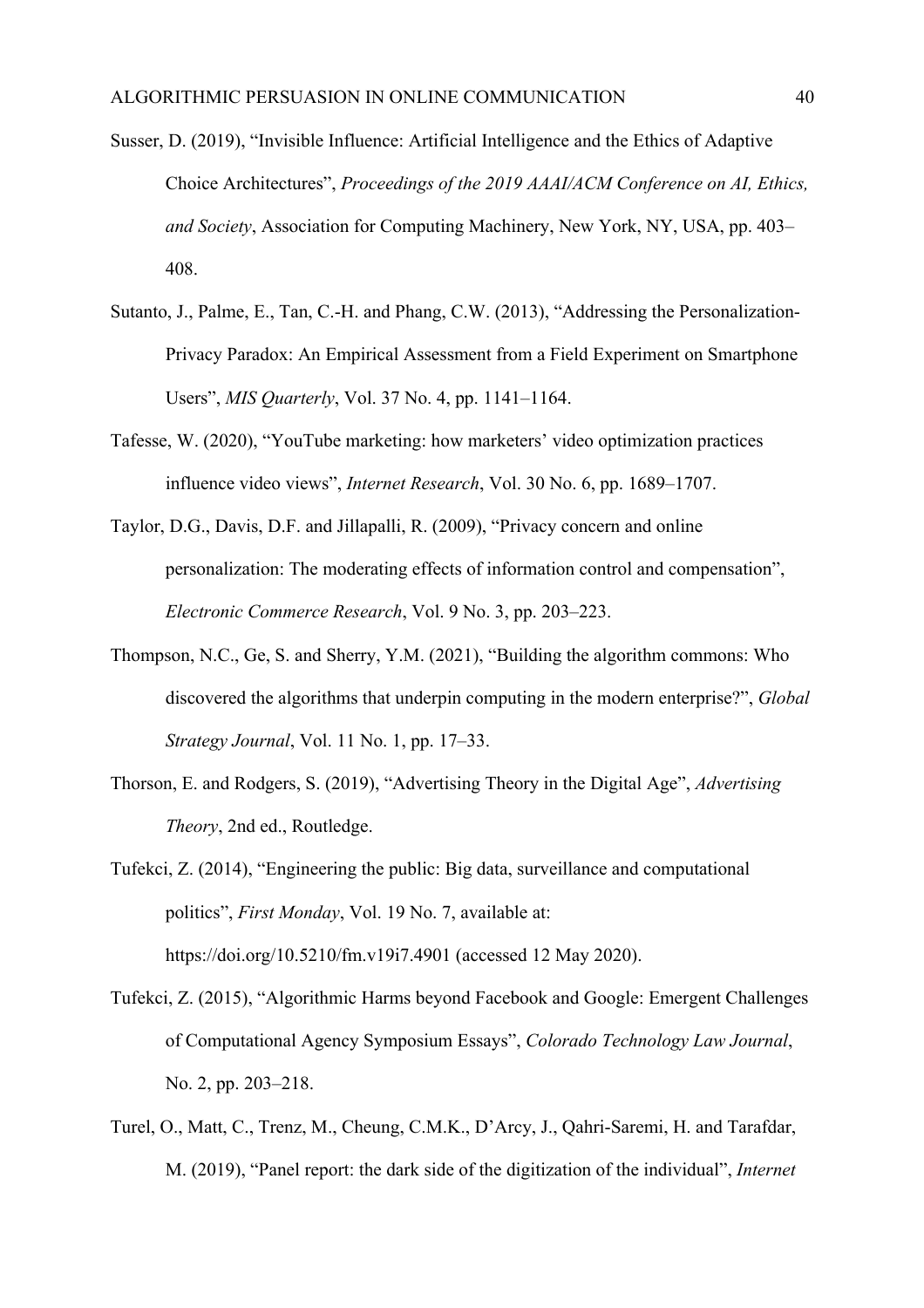Susser, D. (2019), “Invisible Influence: Artificial Intelligence and the Ethics of Adaptive Choice Architectures”, *Proceedings of the 2019 AAAI/ACM Conference on AI, Ethics, and Society*, Association for Computing Machinery, New York, NY, USA, pp. 403–408.

Sutanto, J., Palme, E., Tan, C.-H. and Phang, C.W. (2013), “Addressing the Personalization-Privacy Paradox: An Empirical Assessment from a Field Experiment on Smartphone Users”, *MIS Quarterly*, Vol. 37 No. 4, pp. 1141–1164.

Tafesse, W. (2020), “YouTube marketing: how marketers’ video optimization practices influence video views”, *Internet Research*, Vol. 30 No. 6, pp. 1689–1707.

Taylor, D.G., Davis, D.F. and Jillapalli, R. (2009), “Privacy concern and online personalization: The moderating effects of information control and compensation”, *Electronic Commerce Research*, Vol. 9 No. 3, pp. 203–223.

Thompson, N.C., Ge, S. and Sherry, Y.M. (2021), “Building the algorithm commons: Who discovered the algorithms that underpin computing in the modern enterprise?”, *Global Strategy Journal*, Vol. 11 No. 1, pp. 17–33.

Thorson, E. and Rodgers, S. (2019), “Advertising Theory in the Digital Age”, *Advertising Theory*, 2nd ed., Routledge.

Tufekci, Z. (2014), “Engineering the public: Big data, surveillance and computational politics”, *First Monday*, Vol. 19 No. 7, available at: https://doi.org/10.5210/fm.v19i7.4901 (accessed 12 May 2020).

Tufekci, Z. (2015), “Algorithmic Harms beyond Facebook and Google: Emergent Challenges of Computational Agency Symposium Essays”, *Colorado Technology Law Journal*, No. 2, pp. 203–218.

Turel, O., Matt, C., Trenz, M., Cheung, C.M.K., D’Arcy, J., Qahri-Saremi, H. and Tarafdar, M. (2019), “Panel report: the dark side of the digitization of the individual”, *Internet*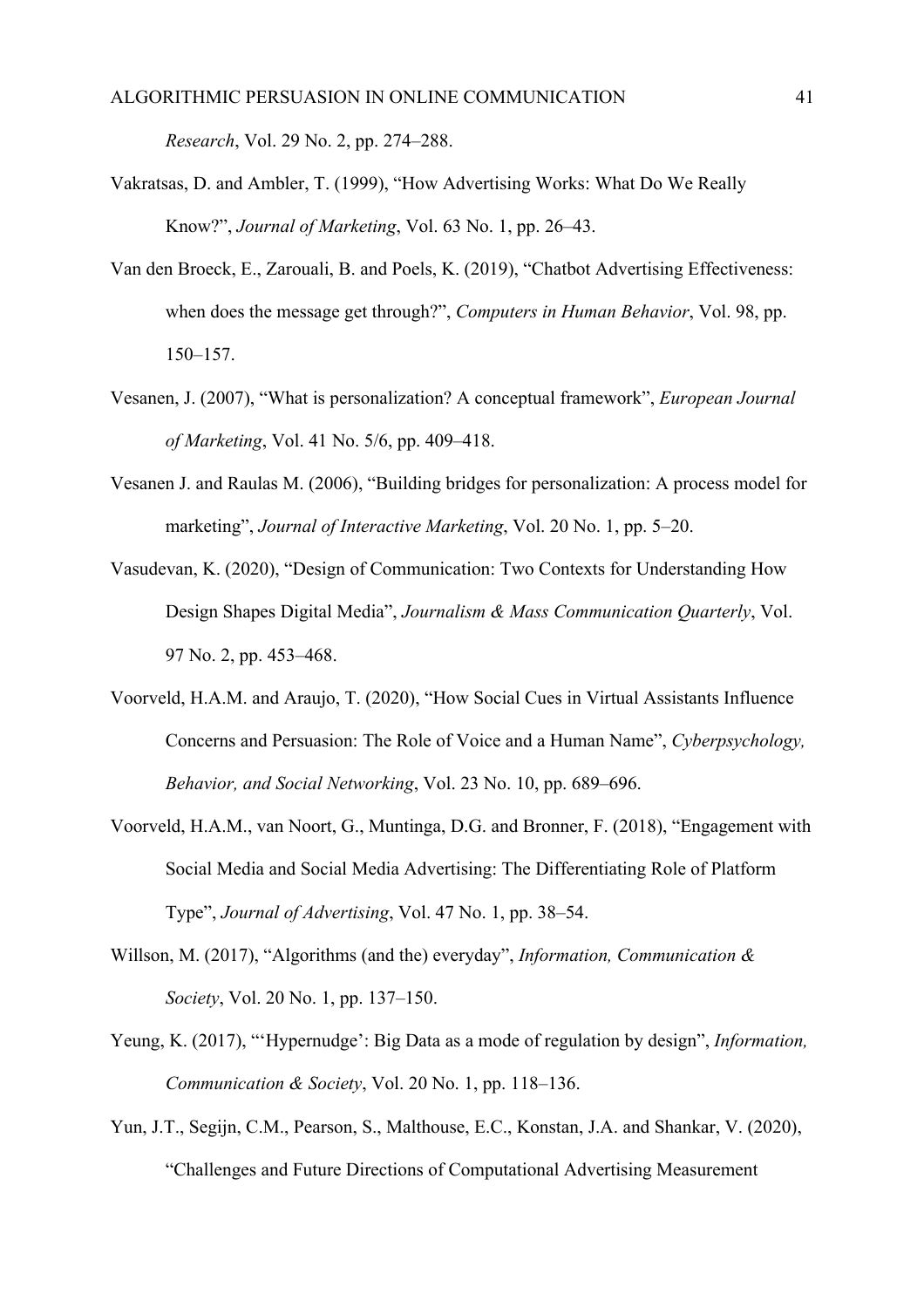*Research*, Vol. 29 No. 2, pp. 274–288.

Vakratsas, D. and Ambler, T. (1999), "How Advertising Works: What Do We Really Know?", *Journal of Marketing*, Vol. 63 No. 1, pp. 26–43.

Van den Broeck, E., Zarouali, B. and Poels, K. (2019), "Chatbot Advertising Effectiveness: when does the message get through?", *Computers in Human Behavior*, Vol. 98, pp. 150–157.

Vesanen, J. (2007), "What is personalization? A conceptual framework", *European Journal of Marketing*, Vol. 41 No. 5/6, pp. 409–418.

Vesanen J. and Raulas M. (2006), "Building bridges for personalization: A process model for marketing", *Journal of Interactive Marketing*, Vol. 20 No. 1, pp. 5–20.

Vasudevan, K. (2020), "Design of Communication: Two Contexts for Understanding How Design Shapes Digital Media", *Journalism & Mass Communication Quarterly*, Vol. 97 No. 2, pp. 453–468.

Voorveld, H.A.M. and Araujo, T. (2020), "How Social Cues in Virtual Assistants Influence Concerns and Persuasion: The Role of Voice and a Human Name", *Cyberpsychology, Behavior, and Social Networking*, Vol. 23 No. 10, pp. 689–696.

Voorveld, H.A.M., van Noort, G., Muntinga, D.G. and Bronner, F. (2018), "Engagement with Social Media and Social Media Advertising: The Differentiating Role of Platform Type", *Journal of Advertising*, Vol. 47 No. 1, pp. 38–54.

Willson, M. (2017), "Algorithms (and the) everyday", *Information, Communication & Society*, Vol. 20 No. 1, pp. 137–150.

Yeung, K. (2017), "'Hypernudge': Big Data as a mode of regulation by design", *Information, Communication & Society*, Vol. 20 No. 1, pp. 118–136.

Yun, J.T., Segijn, C.M., Pearson, S., Malthouse, E.C., Konstan, J.A. and Shankar, V. (2020), "Challenges and Future Directions of Computational Advertising Measurement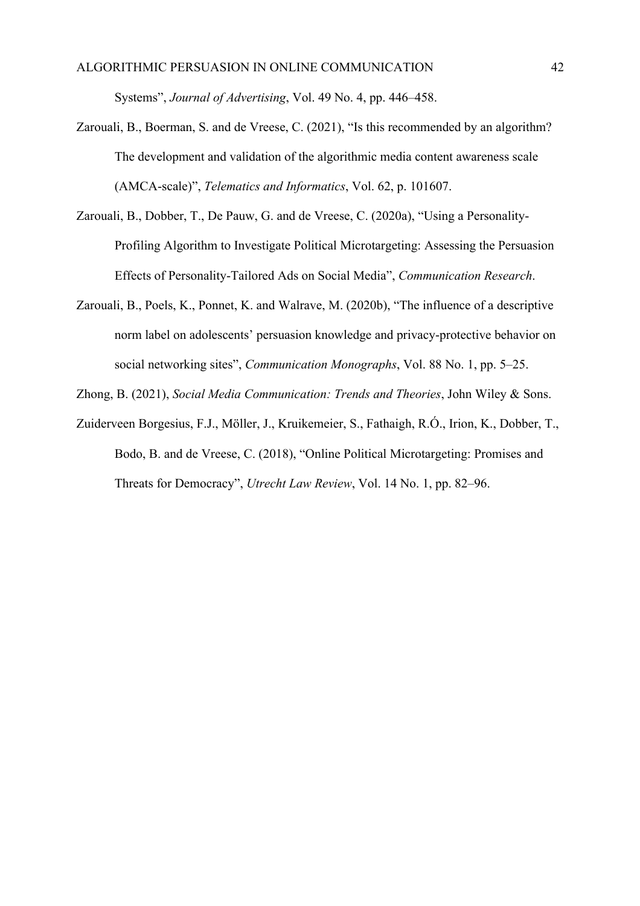Systems", *Journal of Advertising*, Vol. 49 No. 4, pp. 446–458.

Zarouali, B., Boerman, S. and de Vreese, C. (2021), "Is this recommended by an algorithm? The development and validation of the algorithmic media content awareness scale (AMCA-scale)", *Telematics and Informatics*, Vol. 62, p. 101607.

Zarouali, B., Dobber, T., De Pauw, G. and de Vreese, C. (2020a), "Using a Personality-Profiling Algorithm to Investigate Political Microtargeting: Assessing the Persuasion Effects of Personality-Tailored Ads on Social Media", *Communication Research*.

Zarouali, B., Poels, K., Ponnet, K. and Walrave, M. (2020b), "The influence of a descriptive norm label on adolescents' persuasion knowledge and privacy-protective behavior on social networking sites", *Communication Monographs*, Vol. 88 No. 1, pp. 5–25.

Zhong, B. (2021), *Social Media Communication: Trends and Theories*, John Wiley & Sons.

Zuiderveen Borgesius, F.J., Möller, J., Kruikemeier, S., Fathaigh, R.Ó., Irion, K., Dobber, T., Bodo, B. and de Vreese, C. (2018), "Online Political Microtargeting: Promises and Threats for Democracy", *Utrecht Law Review*, Vol. 14 No. 1, pp. 82–96.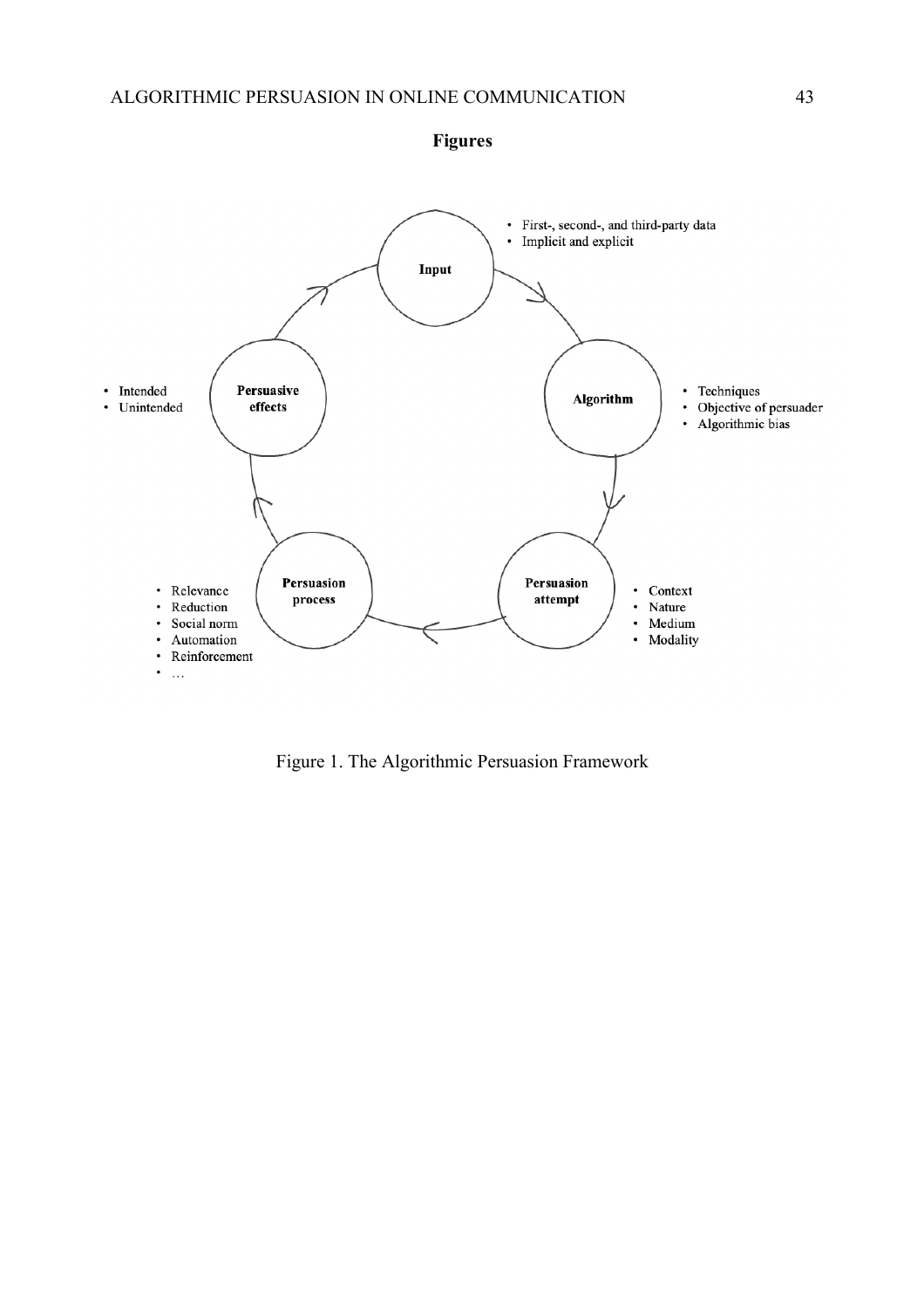## Figures

**Input**

- First-, second-, and third-party data
- Implicit and explicit

**Algorithm**

- Techniques
- Objective of persuader
- Algorithmic bias

**Persuasion attempt**

- Context
- Nature
- Medium
- Modality

**Persuasion process**

- Relevance
- Reduction
- Social norm
- Automation
- Reinforcement
- …

**Persuasive effects**

- Intended
- Unintended

Figure 1. The Algorithmic Persuasion Framework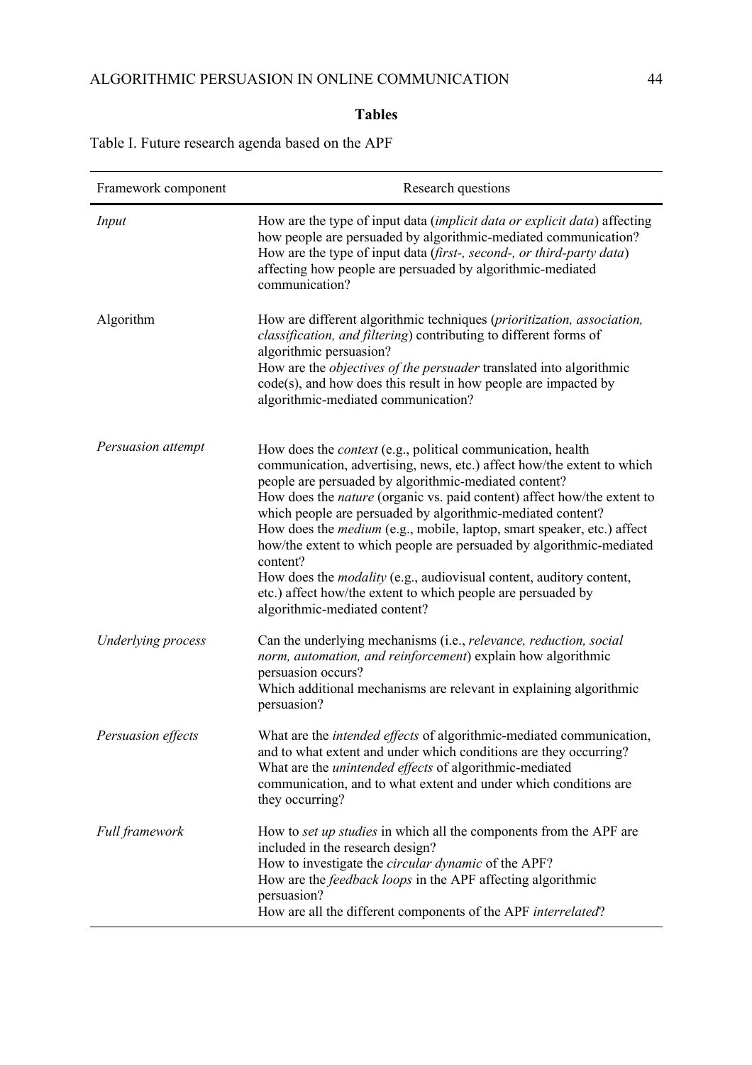**Tables**

Table I. Future research agenda based on the APF

| Framework component | Research questions |
|---|---|
| *Input* | How are the type of input data (*implicit data or explicit data*) affecting how people are persuaded by algorithmic-mediated communication?<br>How are the type of input data (*first-, second-, or third-party data*) affecting how people are persuaded by algorithmic-mediated communication? |
| Algorithm | How are different algorithmic techniques (*prioritization, association, classification, and filtering*) contributing to different forms of algorithmic persuasion?<br>How are the *objectives of the persuader* translated into algorithmic code(s), and how does this result in how people are impacted by algorithmic-mediated communication? |
| *Persuasion attempt* | How does the *context* (e.g., political communication, health communication, advertising, news, etc.) affect how/the extent to which people are persuaded by algorithmic-mediated content?<br>How does the *nature* (organic vs. paid content) affect how/the extent to which people are persuaded by algorithmic-mediated content?<br>How does the *medium* (e.g., mobile, laptop, smart speaker, etc.) affect how/the extent to which people are persuaded by algorithmic-mediated content?<br>How does the *modality* (e.g., audiovisual content, auditory content, etc.) affect how/the extent to which people are persuaded by algorithmic-mediated content? |
| *Underlying process* | Can the underlying mechanisms (i.e., *relevance, reduction, social norm, automation, and reinforcement*) explain how algorithmic persuasion occurs?<br>Which additional mechanisms are relevant in explaining algorithmic persuasion? |
| *Persuasion effects* | What are the *intended effects* of algorithmic-mediated communication, and to what extent and under which conditions are they occurring?<br>What are the *unintended effects* of algorithmic-mediated communication, and to what extent and under which conditions are they occurring? |
| *Full framework* | How to *set up studies* in which all the components from the APF are included in the research design?<br>How to investigate the *circular dynamic* of the APF?<br>How are the *feedback loops* in the APF affecting algorithmic persuasion?<br>How are all the different components of the APF *interrelated*? |